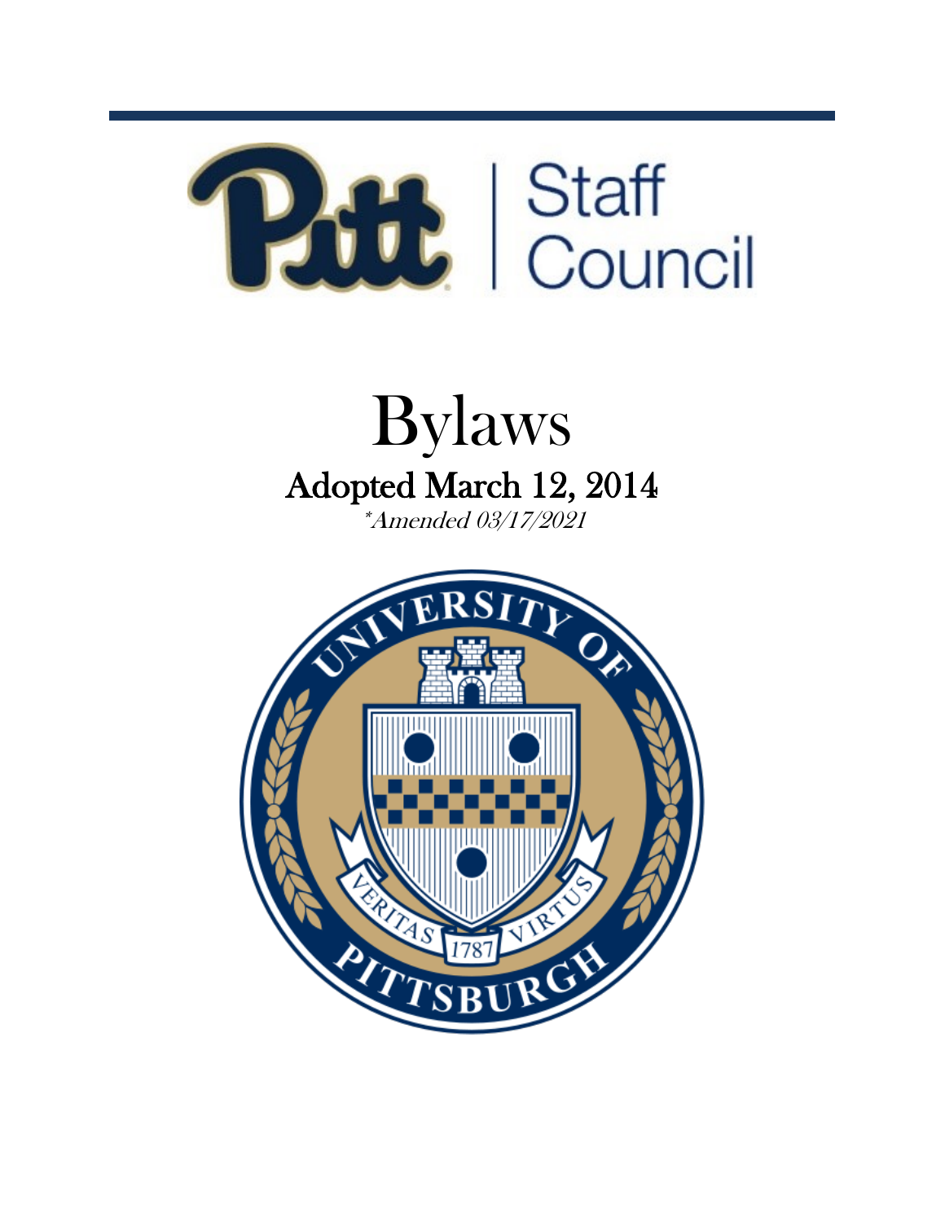Pitt | Staff Council

# Bylaws

## Adopted March 12, 2014

*\*Amended 03/17/2021*

UNIVERSITY OF PITTSBURGH

VERITAS VIRTUS

1787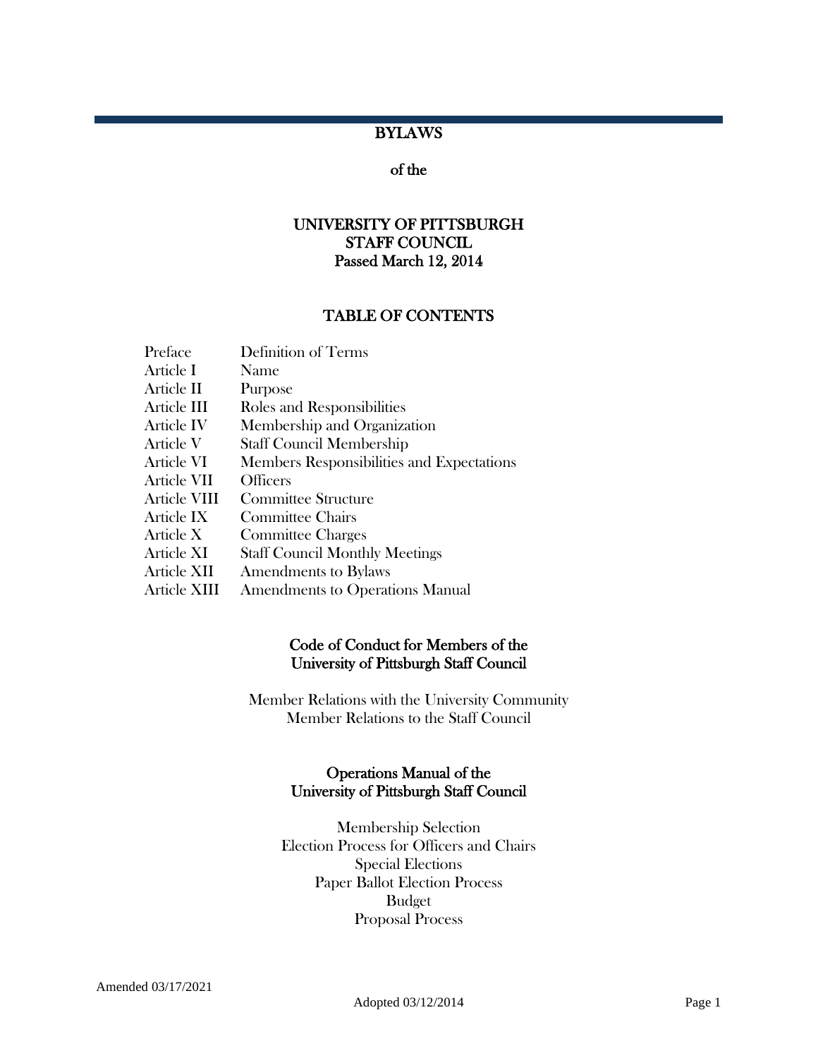# BYLAWS

## of the

## UNIVERSITY OF PITTSBURGH STAFF COUNCIL
## Passed March 12, 2014

## TABLE OF CONTENTS

| | |
|---|---|
| Preface | Definition of Terms |
| Article I | Name |
| Article II | Purpose |
| Article III | Roles and Responsibilities |
| Article IV | Membership and Organization |
| Article V | Staff Council Membership |
| Article VI | Members Responsibilities and Expectations |
| Article VII | Officers |
| Article VIII | Committee Structure |
| Article IX | Committee Chairs |
| Article X | Committee Charges |
| Article XI | Staff Council Monthly Meetings |
| Article XII | Amendments to Bylaws |
| Article XIII | Amendments to Operations Manual |

### Code of Conduct for Members of the University of Pittsburgh Staff Council

Member Relations with the University Community
Member Relations to the Staff Council

### Operations Manual of the University of Pittsburgh Staff Council

Membership Selection
Election Process for Officers and Chairs
Special Elections
Paper Ballot Election Process
Budget
Proposal Process

Amended 03/17/2021

Adopted 03/12/2014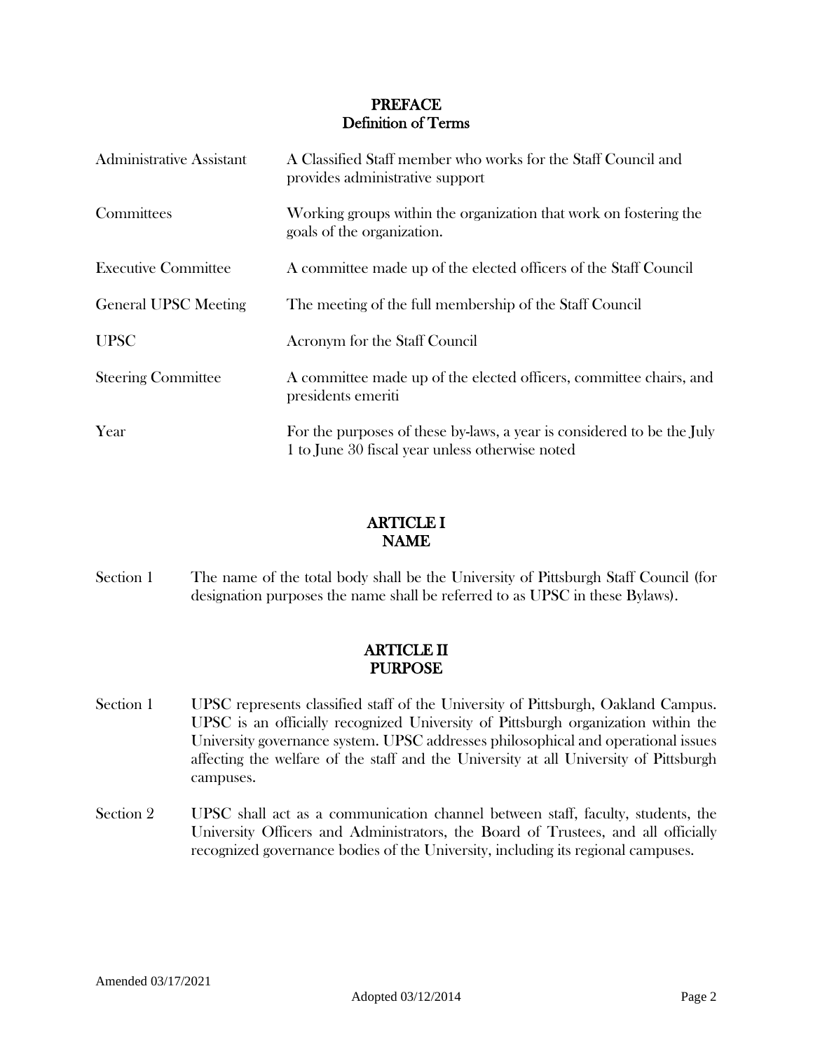# PREFACE
## Definition of Terms

| | |
|---|---|
| Administrative Assistant | A Classified Staff member who works for the Staff Council and provides administrative support |
| Committees | Working groups within the organization that work on fostering the goals of the organization. |
| Executive Committee | A committee made up of the elected officers of the Staff Council |
| General UPSC Meeting | The meeting of the full membership of the Staff Council |
| UPSC | Acronym for the Staff Council |
| Steering Committee | A committee made up of the elected officers, committee chairs, and presidents emeriti |
| Year | For the purposes of these by-laws, a year is considered to be the July 1 to June 30 fiscal year unless otherwise noted |

# ARTICLE I
## NAME

Section 1 The name of the total body shall be the University of Pittsburgh Staff Council (for designation purposes the name shall be referred to as UPSC in these Bylaws).

# ARTICLE II
## PURPOSE

Section 1 UPSC represents classified staff of the University of Pittsburgh, Oakland Campus. UPSC is an officially recognized University of Pittsburgh organization within the University governance system. UPSC addresses philosophical and operational issues affecting the welfare of the staff and the University at all University of Pittsburgh campuses.

Section 2 UPSC shall act as a communication channel between staff, faculty, students, the University Officers and Administrators, the Board of Trustees, and all officially recognized governance bodies of the University, including its regional campuses.

Amended 03/17/2021

Adopted 03/12/2014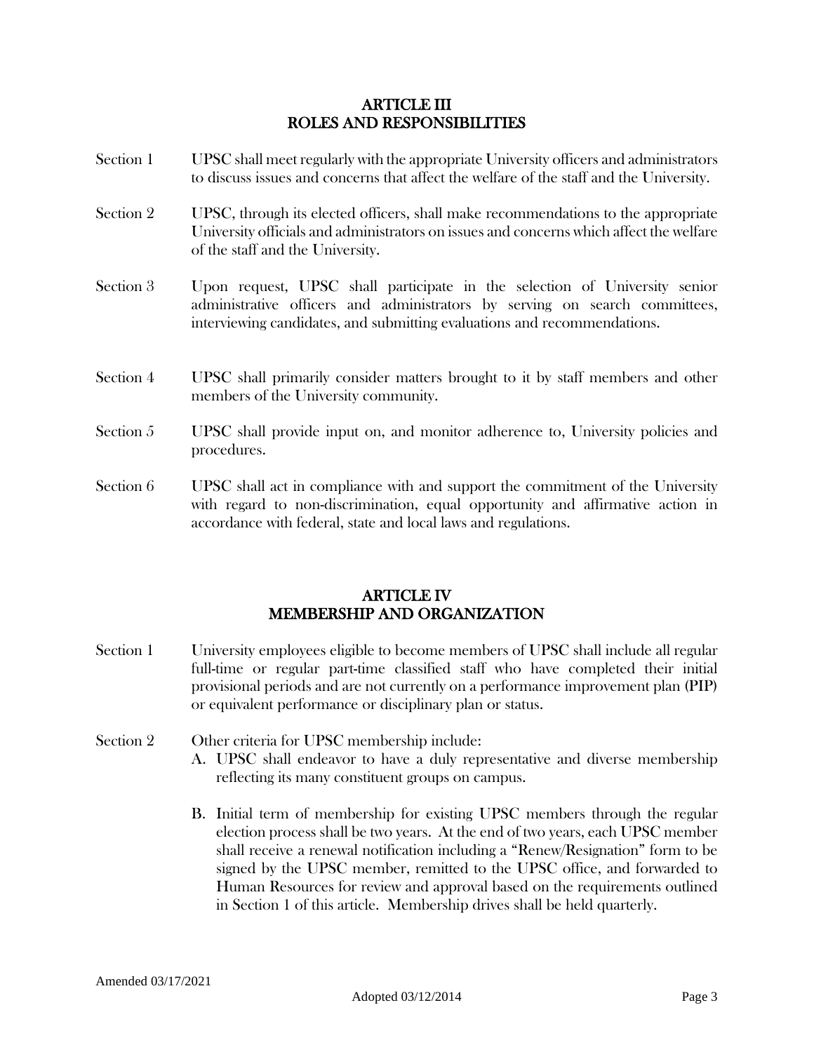## ARTICLE III
## ROLES AND RESPONSIBILITIES

Section 1 UPSC shall meet regularly with the appropriate University officers and administrators to discuss issues and concerns that affect the welfare of the staff and the University.

Section 2 UPSC, through its elected officers, shall make recommendations to the appropriate University officials and administrators on issues and concerns which affect the welfare of the staff and the University.

Section 3 Upon request, UPSC shall participate in the selection of University senior administrative officers and administrators by serving on search committees, interviewing candidates, and submitting evaluations and recommendations.

Section 4 UPSC shall primarily consider matters brought to it by staff members and other members of the University community.

Section 5 UPSC shall provide input on, and monitor adherence to, University policies and procedures.

Section 6 UPSC shall act in compliance with and support the commitment of the University with regard to non-discrimination, equal opportunity and affirmative action in accordance with federal, state and local laws and regulations.

## ARTICLE IV
## MEMBERSHIP AND ORGANIZATION

Section 1 University employees eligible to become members of UPSC shall include all regular full-time or regular part-time classified staff who have completed their initial provisional periods and are not currently on a performance improvement plan (PIP) or equivalent performance or disciplinary plan or status.

Section 2 Other criteria for UPSC membership include:

A. UPSC shall endeavor to have a duly representative and diverse membership reflecting its many constituent groups on campus.

B. Initial term of membership for existing UPSC members through the regular election process shall be two years. At the end of two years, each UPSC member shall receive a renewal notification including a "Renew/Resignation" form to be signed by the UPSC member, remitted to the UPSC office, and forwarded to Human Resources for review and approval based on the requirements outlined in Section 1 of this article. Membership drives shall be held quarterly.

Amended 03/17/2021

Adopted 03/12/2014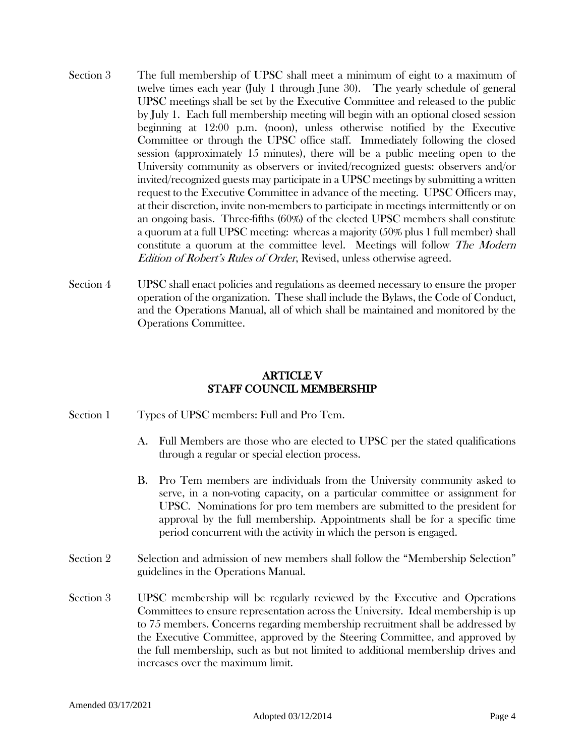Section 3 The full membership of UPSC shall meet a minimum of eight to a maximum of twelve times each year (July 1 through June 30). The yearly schedule of general UPSC meetings shall be set by the Executive Committee and released to the public by July 1. Each full membership meeting will begin with an optional closed session beginning at 12:00 p.m. (noon), unless otherwise notified by the Executive Committee or through the UPSC office staff. Immediately following the closed session (approximately 15 minutes), there will be a public meeting open to the University community as observers or invited/recognized guests: observers and/or invited/recognized guests may participate in a UPSC meetings by submitting a written request to the Executive Committee in advance of the meeting. UPSC Officers may, at their discretion, invite non-members to participate in meetings intermittently or on an ongoing basis. Three-fifths (60%) of the elected UPSC members shall constitute a quorum at a full UPSC meeting: whereas a majority (50% plus 1 full member) shall constitute a quorum at the committee level. Meetings will follow *The Modern Edition of Robert's Rules of Order*, Revised, unless otherwise agreed.

Section 4 UPSC shall enact policies and regulations as deemed necessary to ensure the proper operation of the organization. These shall include the Bylaws, the Code of Conduct, and the Operations Manual, all of which shall be maintained and monitored by the Operations Committee.

## ARTICLE V
## STAFF COUNCIL MEMBERSHIP

Section 1 Types of UPSC members: Full and Pro Tem.

A. Full Members are those who are elected to UPSC per the stated qualifications through a regular or special election process.

B. Pro Tem members are individuals from the University community asked to serve, in a non-voting capacity, on a particular committee or assignment for UPSC. Nominations for pro tem members are submitted to the president for approval by the full membership. Appointments shall be for a specific time period concurrent with the activity in which the person is engaged.

Section 2 Selection and admission of new members shall follow the "Membership Selection" guidelines in the Operations Manual.

Section 3 UPSC membership will be regularly reviewed by the Executive and Operations Committees to ensure representation across the University. Ideal membership is up to 75 members. Concerns regarding membership recruitment shall be addressed by the Executive Committee, approved by the Steering Committee, and approved by the full membership, such as but not limited to additional membership drives and increases over the maximum limit.

Amended 03/17/2021

Adopted 03/12/2014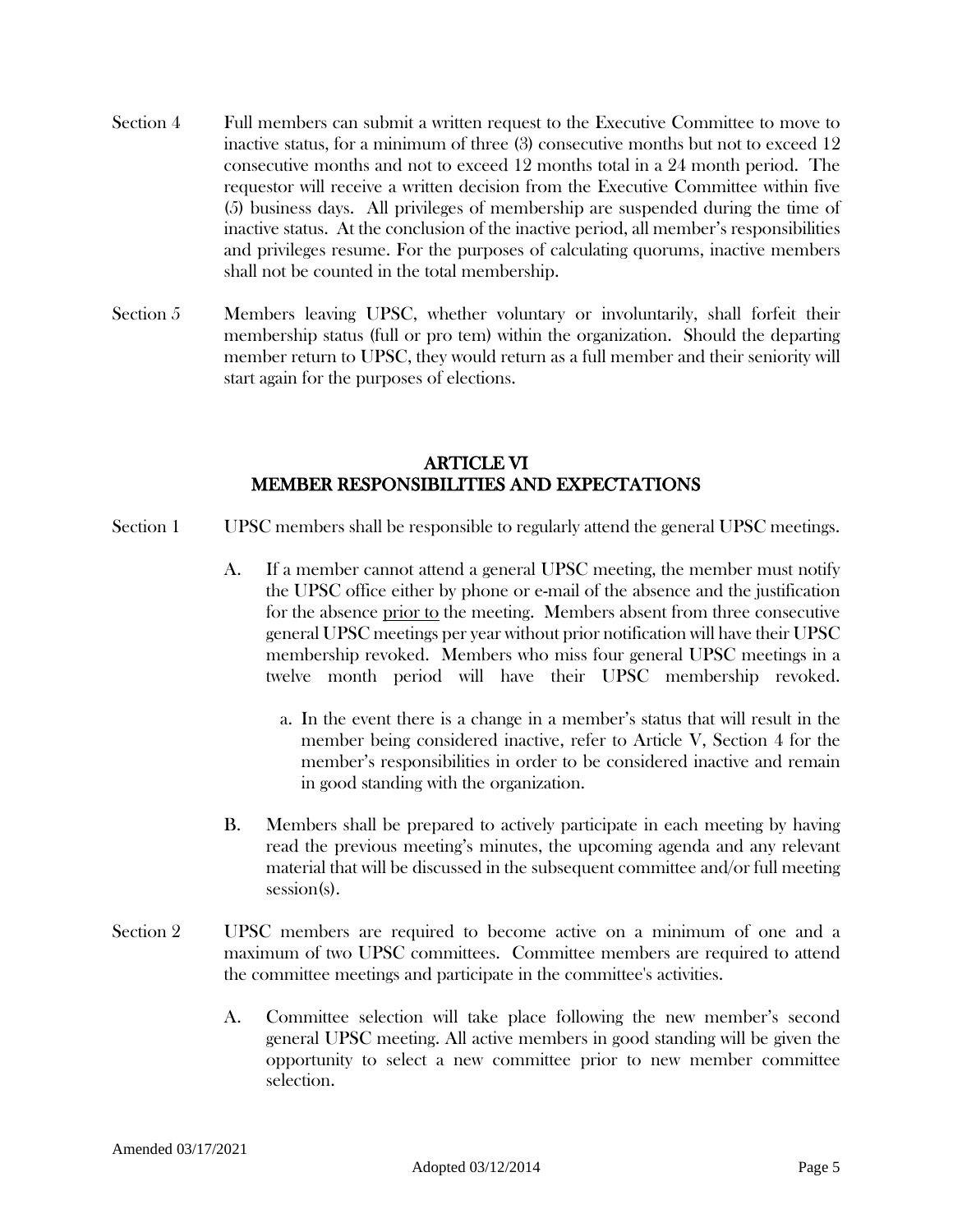Section 4 Full members can submit a written request to the Executive Committee to move to inactive status, for a minimum of three (3) consecutive months but not to exceed 12 consecutive months and not to exceed 12 months total in a 24 month period. The requestor will receive a written decision from the Executive Committee within five (5) business days. All privileges of membership are suspended during the time of inactive status. At the conclusion of the inactive period, all member's responsibilities and privileges resume. For the purposes of calculating quorums, inactive members shall not be counted in the total membership.

Section 5 Members leaving UPSC, whether voluntary or involuntarily, shall forfeit their membership status (full or pro tem) within the organization. Should the departing member return to UPSC, they would return as a full member and their seniority will start again for the purposes of elections.

## ARTICLE VI
## MEMBER RESPONSIBILITIES AND EXPECTATIONS

Section 1 UPSC members shall be responsible to regularly attend the general UPSC meetings.

A. If a member cannot attend a general UPSC meeting, the member must notify the UPSC office either by phone or e-mail of the absence and the justification for the absence <u>prior to</u> the meeting. Members absent from three consecutive general UPSC meetings per year without prior notification will have their UPSC membership revoked. Members who miss four general UPSC meetings in a twelve month period will have their UPSC membership revoked.

   a. In the event there is a change in a member's status that will result in the member being considered inactive, refer to Article V, Section 4 for the member's responsibilities in order to be considered inactive and remain in good standing with the organization.

B. Members shall be prepared to actively participate in each meeting by having read the previous meeting's minutes, the upcoming agenda and any relevant material that will be discussed in the subsequent committee and/or full meeting session(s).

Section 2 UPSC members are required to become active on a minimum of one and a maximum of two UPSC committees. Committee members are required to attend the committee meetings and participate in the committee's activities.

A. Committee selection will take place following the new member's second general UPSC meeting. All active members in good standing will be given the opportunity to select a new committee prior to new member committee selection.

Amended 03/17/2021

Adopted 03/12/2014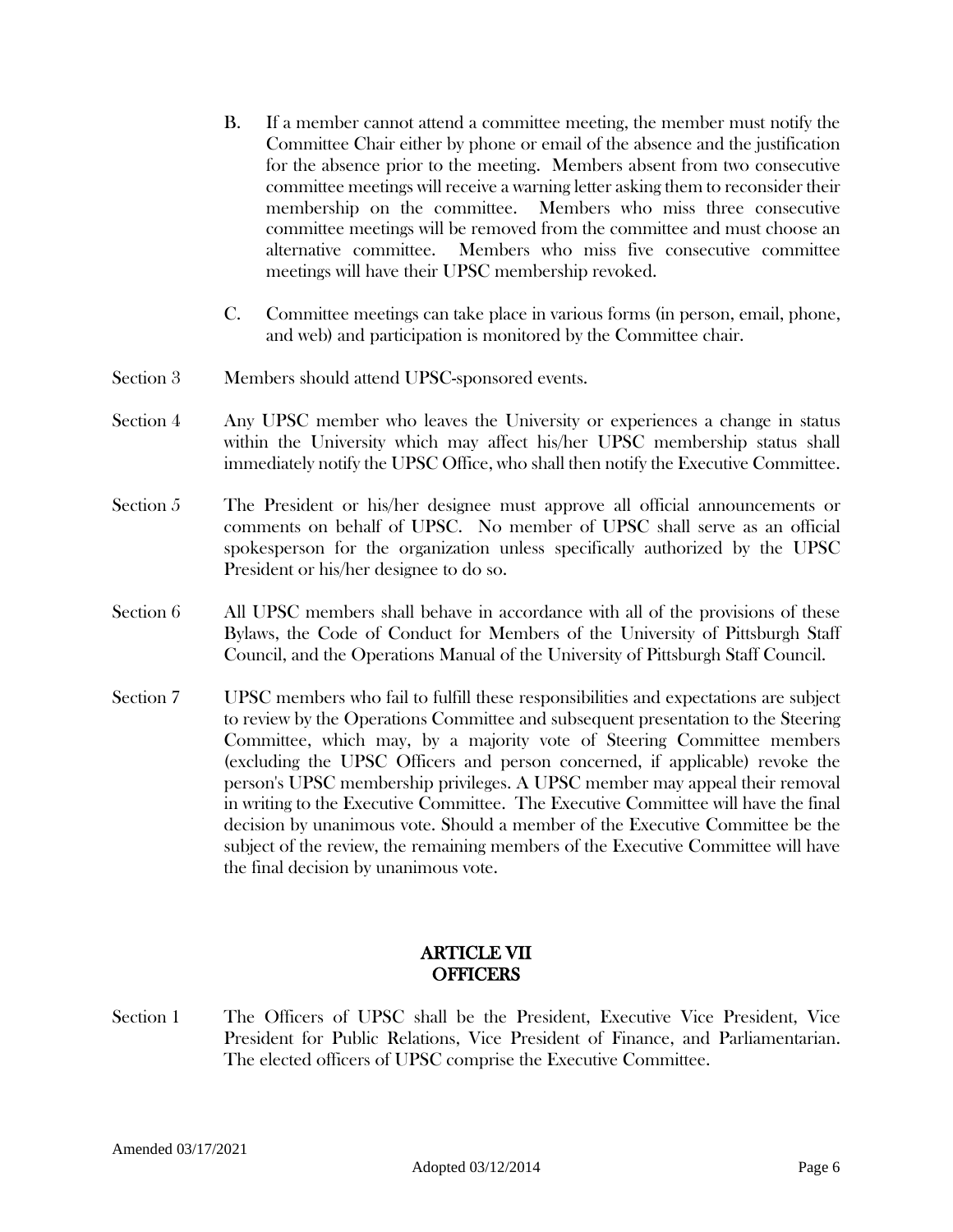B. If a member cannot attend a committee meeting, the member must notify the Committee Chair either by phone or email of the absence and the justification for the absence prior to the meeting. Members absent from two consecutive committee meetings will receive a warning letter asking them to reconsider their membership on the committee. Members who miss three consecutive committee meetings will be removed from the committee and must choose an alternative committee. Members who miss five consecutive committee meetings will have their UPSC membership revoked.

C. Committee meetings can take place in various forms (in person, email, phone, and web) and participation is monitored by the Committee chair.

Section 3 Members should attend UPSC-sponsored events.

Section 4 Any UPSC member who leaves the University or experiences a change in status within the University which may affect his/her UPSC membership status shall immediately notify the UPSC Office, who shall then notify the Executive Committee.

Section 5 The President or his/her designee must approve all official announcements or comments on behalf of UPSC. No member of UPSC shall serve as an official spokesperson for the organization unless specifically authorized by the UPSC President or his/her designee to do so.

Section 6 All UPSC members shall behave in accordance with all of the provisions of these Bylaws, the Code of Conduct for Members of the University of Pittsburgh Staff Council, and the Operations Manual of the University of Pittsburgh Staff Council.

Section 7 UPSC members who fail to fulfill these responsibilities and expectations are subject to review by the Operations Committee and subsequent presentation to the Steering Committee, which may, by a majority vote of Steering Committee members (excluding the UPSC Officers and person concerned, if applicable) revoke the person's UPSC membership privileges. A UPSC member may appeal their removal in writing to the Executive Committee. The Executive Committee will have the final decision by unanimous vote. Should a member of the Executive Committee be the subject of the review, the remaining members of the Executive Committee will have the final decision by unanimous vote.

## ARTICLE VII
## OFFICERS

Section 1 The Officers of UPSC shall be the President, Executive Vice President, Vice President for Public Relations, Vice President of Finance, and Parliamentarian. The elected officers of UPSC comprise the Executive Committee.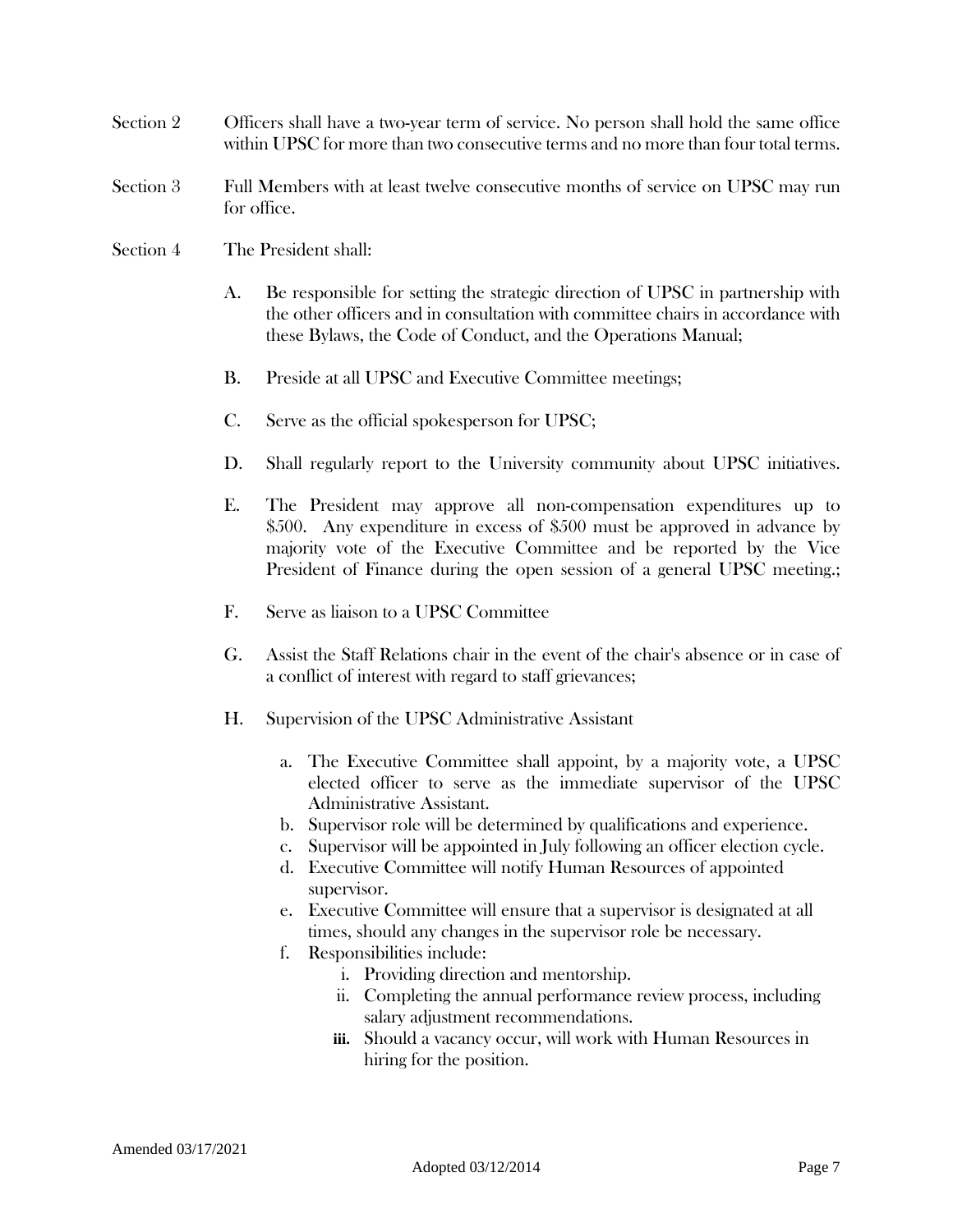Section 2 Officers shall have a two-year term of service. No person shall hold the same office within UPSC for more than two consecutive terms and no more than four total terms.

Section 3 Full Members with at least twelve consecutive months of service on UPSC may run for office.

Section 4 The President shall:

A. Be responsible for setting the strategic direction of UPSC in partnership with the other officers and in consultation with committee chairs in accordance with these Bylaws, the Code of Conduct, and the Operations Manual;

B. Preside at all UPSC and Executive Committee meetings;

C. Serve as the official spokesperson for UPSC;

D. Shall regularly report to the University community about UPSC initiatives.

E. The President may approve all non-compensation expenditures up to $500. Any expenditure in excess of $500 must be approved in advance by majority vote of the Executive Committee and be reported by the Vice President of Finance during the open session of a general UPSC meeting.;

F. Serve as liaison to a UPSC Committee

G. Assist the Staff Relations chair in the event of the chair's absence or in case of a conflict of interest with regard to staff grievances;

H. Supervision of the UPSC Administrative Assistant

   a. The Executive Committee shall appoint, by a majority vote, a UPSC elected officer to serve as the immediate supervisor of the UPSC Administrative Assistant.
   b. Supervisor role will be determined by qualifications and experience.
   c. Supervisor will be appointed in July following an officer election cycle.
   d. Executive Committee will notify Human Resources of appointed supervisor.
   e. Executive Committee will ensure that a supervisor is designated at all times, should any changes in the supervisor role be necessary.
   f. Responsibilities include:
      i. Providing direction and mentorship.
      ii. Completing the annual performance review process, including salary adjustment recommendations.
      iii. Should a vacancy occur, will work with Human Resources in hiring for the position.

Amended 03/17/2021

Adopted 03/12/2014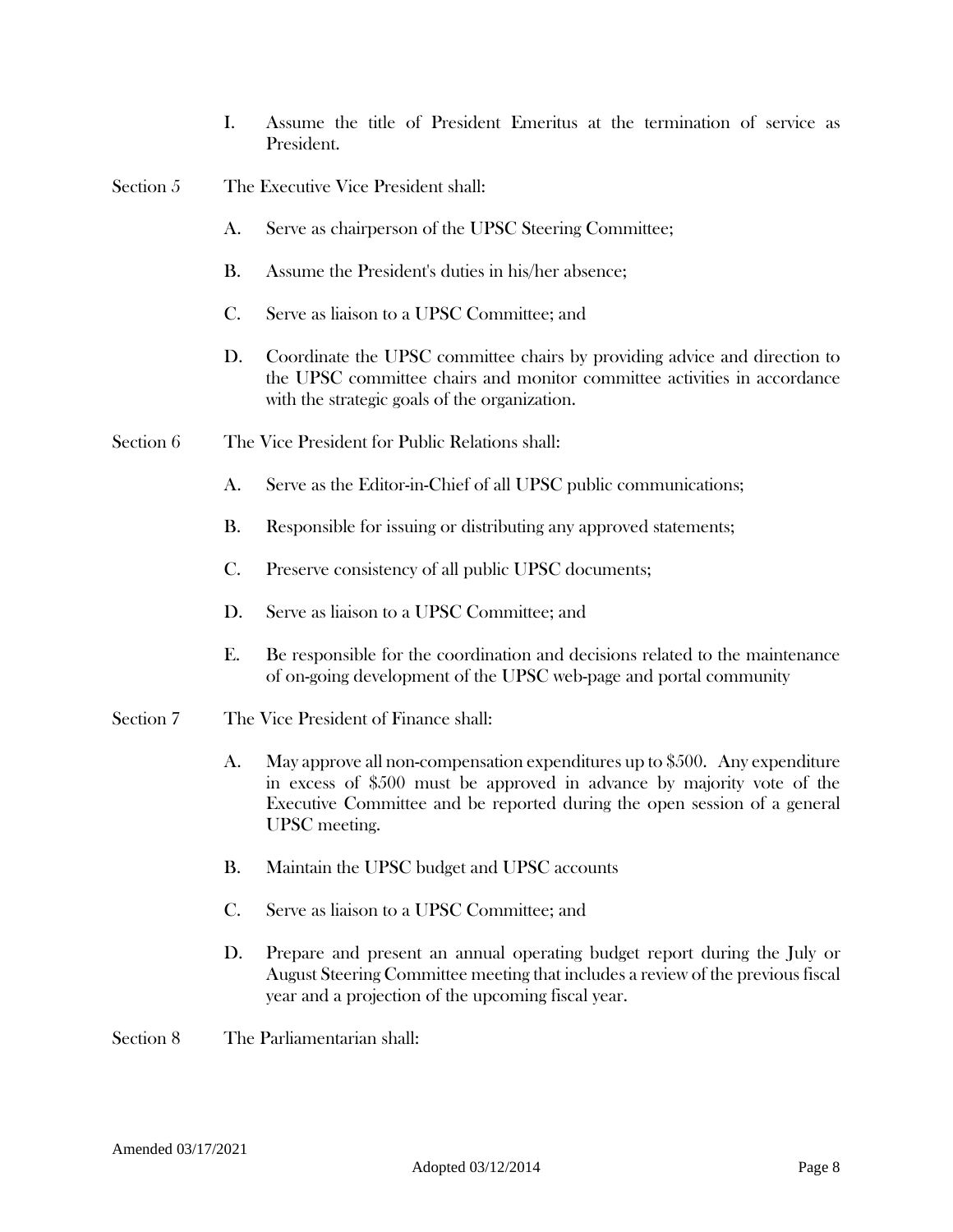I. Assume the title of President Emeritus at the termination of service as President.

Section 5 The Executive Vice President shall:

A. Serve as chairperson of the UPSC Steering Committee;

B. Assume the President's duties in his/her absence;

C. Serve as liaison to a UPSC Committee; and

D. Coordinate the UPSC committee chairs by providing advice and direction to the UPSC committee chairs and monitor committee activities in accordance with the strategic goals of the organization.

Section 6 The Vice President for Public Relations shall:

A. Serve as the Editor-in-Chief of all UPSC public communications;

B. Responsible for issuing or distributing any approved statements;

C. Preserve consistency of all public UPSC documents;

D. Serve as liaison to a UPSC Committee; and

E. Be responsible for the coordination and decisions related to the maintenance of on-going development of the UPSC web-page and portal community

Section 7 The Vice President of Finance shall:

A. May approve all non-compensation expenditures up to $500. Any expenditure in excess of $500 must be approved in advance by majority vote of the Executive Committee and be reported during the open session of a general UPSC meeting.

B. Maintain the UPSC budget and UPSC accounts

C. Serve as liaison to a UPSC Committee; and

D. Prepare and present an annual operating budget report during the July or August Steering Committee meeting that includes a review of the previous fiscal year and a projection of the upcoming fiscal year.

Section 8 The Parliamentarian shall:

Amended 03/17/2021

Adopted 03/12/2014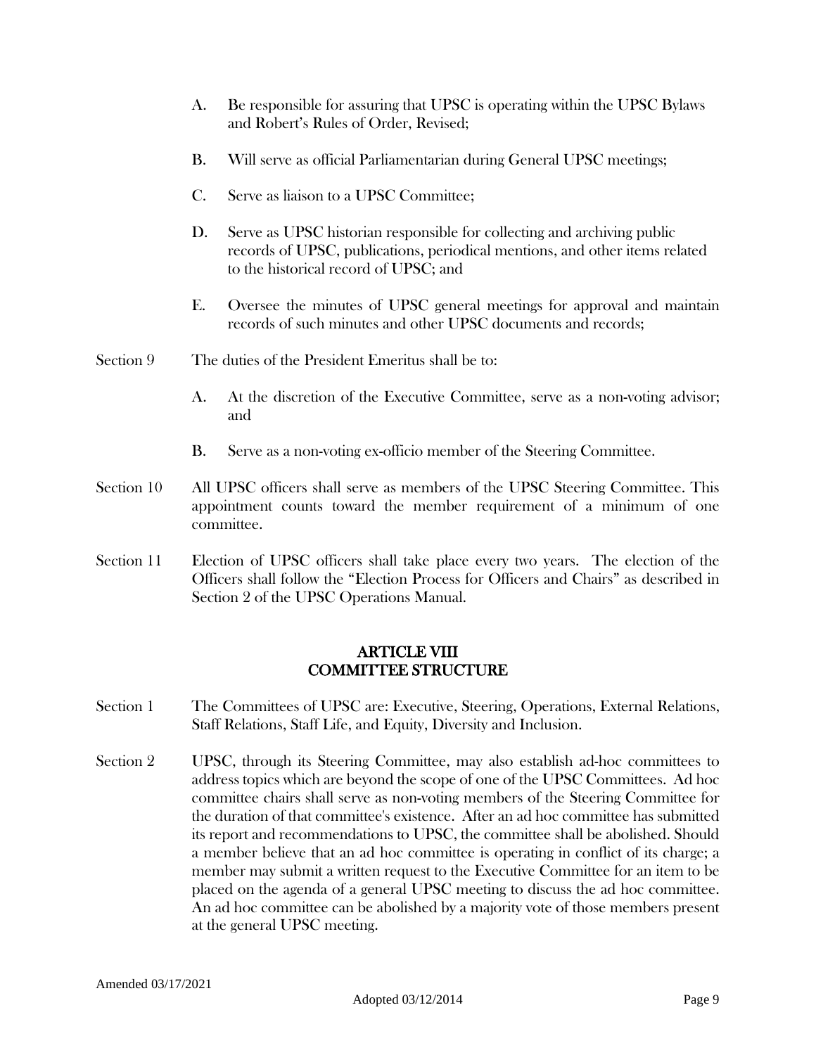A. Be responsible for assuring that UPSC is operating within the UPSC Bylaws and Robert's Rules of Order, Revised;

B. Will serve as official Parliamentarian during General UPSC meetings;

C. Serve as liaison to a UPSC Committee;

D. Serve as UPSC historian responsible for collecting and archiving public records of UPSC, publications, periodical mentions, and other items related to the historical record of UPSC; and

E. Oversee the minutes of UPSC general meetings for approval and maintain records of such minutes and other UPSC documents and records;

Section 9 The duties of the President Emeritus shall be to:

A. At the discretion of the Executive Committee, serve as a non-voting advisor; and

B. Serve as a non-voting ex-officio member of the Steering Committee.

Section 10 All UPSC officers shall serve as members of the UPSC Steering Committee. This appointment counts toward the member requirement of a minimum of one committee.

Section 11 Election of UPSC officers shall take place every two years. The election of the Officers shall follow the "Election Process for Officers and Chairs" as described in Section 2 of the UPSC Operations Manual.

## ARTICLE VIII
## COMMITTEE STRUCTURE

Section 1 The Committees of UPSC are: Executive, Steering, Operations, External Relations, Staff Relations, Staff Life, and Equity, Diversity and Inclusion.

Section 2 UPSC, through its Steering Committee, may also establish ad-hoc committees to address topics which are beyond the scope of one of the UPSC Committees. Ad hoc committee chairs shall serve as non-voting members of the Steering Committee for the duration of that committee's existence. After an ad hoc committee has submitted its report and recommendations to UPSC, the committee shall be abolished. Should a member believe that an ad hoc committee is operating in conflict of its charge; a member may submit a written request to the Executive Committee for an item to be placed on the agenda of a general UPSC meeting to discuss the ad hoc committee. An ad hoc committee can be abolished by a majority vote of those members present at the general UPSC meeting.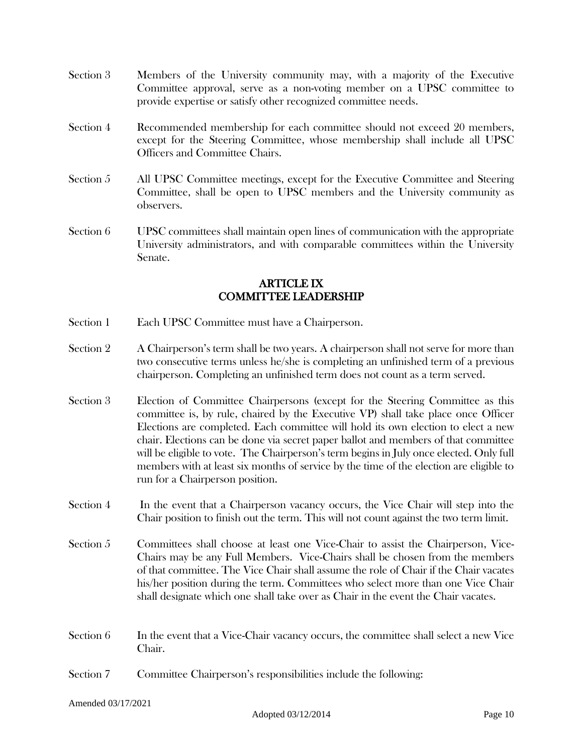Section 3 Members of the University community may, with a majority of the Executive Committee approval, serve as a non-voting member on a UPSC committee to provide expertise or satisfy other recognized committee needs.

Section 4 Recommended membership for each committee should not exceed 20 members, except for the Steering Committee, whose membership shall include all UPSC Officers and Committee Chairs.

Section 5 All UPSC Committee meetings, except for the Executive Committee and Steering Committee, shall be open to UPSC members and the University community as observers.

Section 6 UPSC committees shall maintain open lines of communication with the appropriate University administrators, and with comparable committees within the University Senate.

## ARTICLE IX
## COMMITTEE LEADERSHIP

Section 1 Each UPSC Committee must have a Chairperson.

Section 2 A Chairperson's term shall be two years. A chairperson shall not serve for more than two consecutive terms unless he/she is completing an unfinished term of a previous chairperson. Completing an unfinished term does not count as a term served.

Section 3 Election of Committee Chairpersons (except for the Steering Committee as this committee is, by rule, chaired by the Executive VP) shall take place once Officer Elections are completed. Each committee will hold its own election to elect a new chair. Elections can be done via secret paper ballot and members of that committee will be eligible to vote. The Chairperson's term begins in July once elected. Only full members with at least six months of service by the time of the election are eligible to run for a Chairperson position.

Section 4 In the event that a Chairperson vacancy occurs, the Vice Chair will step into the Chair position to finish out the term. This will not count against the two term limit.

Section 5 Committees shall choose at least one Vice-Chair to assist the Chairperson, Vice-Chairs may be any Full Members. Vice-Chairs shall be chosen from the members of that committee. The Vice Chair shall assume the role of Chair if the Chair vacates his/her position during the term. Committees who select more than one Vice Chair shall designate which one shall take over as Chair in the event the Chair vacates.

Section 6 In the event that a Vice-Chair vacancy occurs, the committee shall select a new Vice Chair.

Section 7 Committee Chairperson's responsibilities include the following: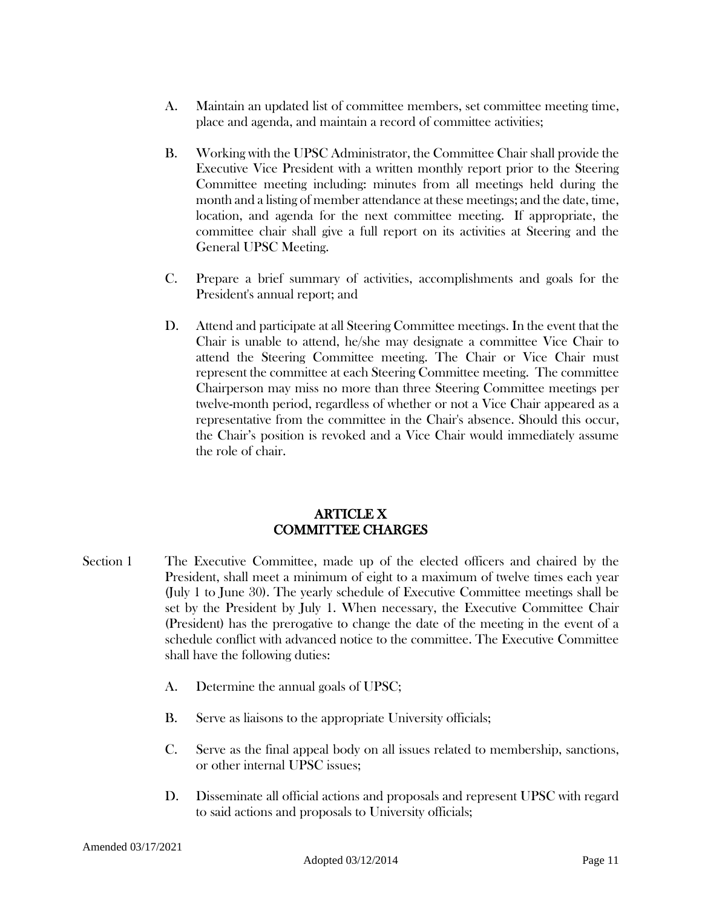A. Maintain an updated list of committee members, set committee meeting time, place and agenda, and maintain a record of committee activities;

B. Working with the UPSC Administrator, the Committee Chair shall provide the Executive Vice President with a written monthly report prior to the Steering Committee meeting including: minutes from all meetings held during the month and a listing of member attendance at these meetings; and the date, time, location, and agenda for the next committee meeting. If appropriate, the committee chair shall give a full report on its activities at Steering and the General UPSC Meeting.

C. Prepare a brief summary of activities, accomplishments and goals for the President's annual report; and

D. Attend and participate at all Steering Committee meetings. In the event that the Chair is unable to attend, he/she may designate a committee Vice Chair to attend the Steering Committee meeting. The Chair or Vice Chair must represent the committee at each Steering Committee meeting. The committee Chairperson may miss no more than three Steering Committee meetings per twelve-month period, regardless of whether or not a Vice Chair appeared as a representative from the committee in the Chair's absence. Should this occur, the Chair's position is revoked and a Vice Chair would immediately assume the role of chair.

## ARTICLE X
## COMMITTEE CHARGES

Section 1 The Executive Committee, made up of the elected officers and chaired by the President, shall meet a minimum of eight to a maximum of twelve times each year (July 1 to June 30). The yearly schedule of Executive Committee meetings shall be set by the President by July 1. When necessary, the Executive Committee Chair (President) has the prerogative to change the date of the meeting in the event of a schedule conflict with advanced notice to the committee. The Executive Committee shall have the following duties:

A. Determine the annual goals of UPSC;

B. Serve as liaisons to the appropriate University officials;

C. Serve as the final appeal body on all issues related to membership, sanctions, or other internal UPSC issues;

D. Disseminate all official actions and proposals and represent UPSC with regard to said actions and proposals to University officials;

Amended 03/17/2021

Adopted 03/12/2014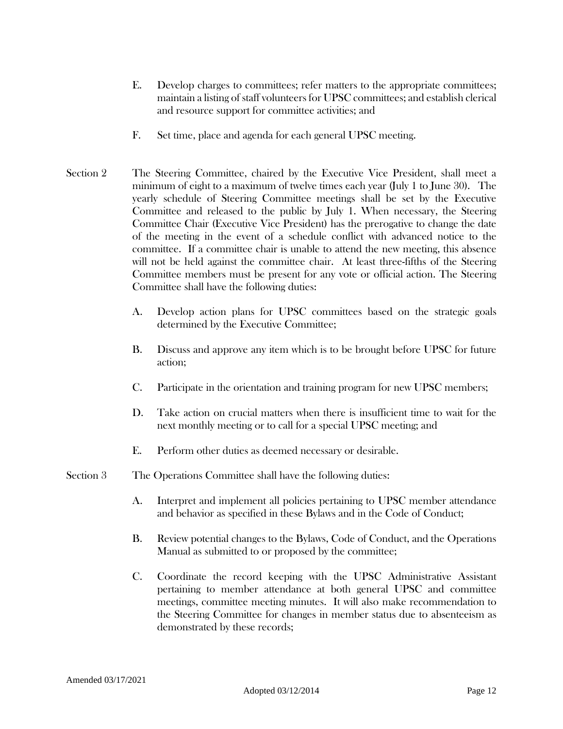E. Develop charges to committees; refer matters to the appropriate committees; maintain a listing of staff volunteers for UPSC committees; and establish clerical and resource support for committee activities; and

F. Set time, place and agenda for each general UPSC meeting.

Section 2 The Steering Committee, chaired by the Executive Vice President, shall meet a minimum of eight to a maximum of twelve times each year (July 1 to June 30). The yearly schedule of Steering Committee meetings shall be set by the Executive Committee and released to the public by July 1. When necessary, the Steering Committee Chair (Executive Vice President) has the prerogative to change the date of the meeting in the event of a schedule conflict with advanced notice to the committee. If a committee chair is unable to attend the new meeting, this absence will not be held against the committee chair. At least three-fifths of the Steering Committee members must be present for any vote or official action. The Steering Committee shall have the following duties:

A. Develop action plans for UPSC committees based on the strategic goals determined by the Executive Committee;

B. Discuss and approve any item which is to be brought before UPSC for future action;

C. Participate in the orientation and training program for new UPSC members;

D. Take action on crucial matters when there is insufficient time to wait for the next monthly meeting or to call for a special UPSC meeting; and

E. Perform other duties as deemed necessary or desirable.

Section 3 The Operations Committee shall have the following duties:

A. Interpret and implement all policies pertaining to UPSC member attendance and behavior as specified in these Bylaws and in the Code of Conduct;

B. Review potential changes to the Bylaws, Code of Conduct, and the Operations Manual as submitted to or proposed by the committee;

C. Coordinate the record keeping with the UPSC Administrative Assistant pertaining to member attendance at both general UPSC and committee meetings, committee meeting minutes. It will also make recommendation to the Steering Committee for changes in member status due to absenteeism as demonstrated by these records;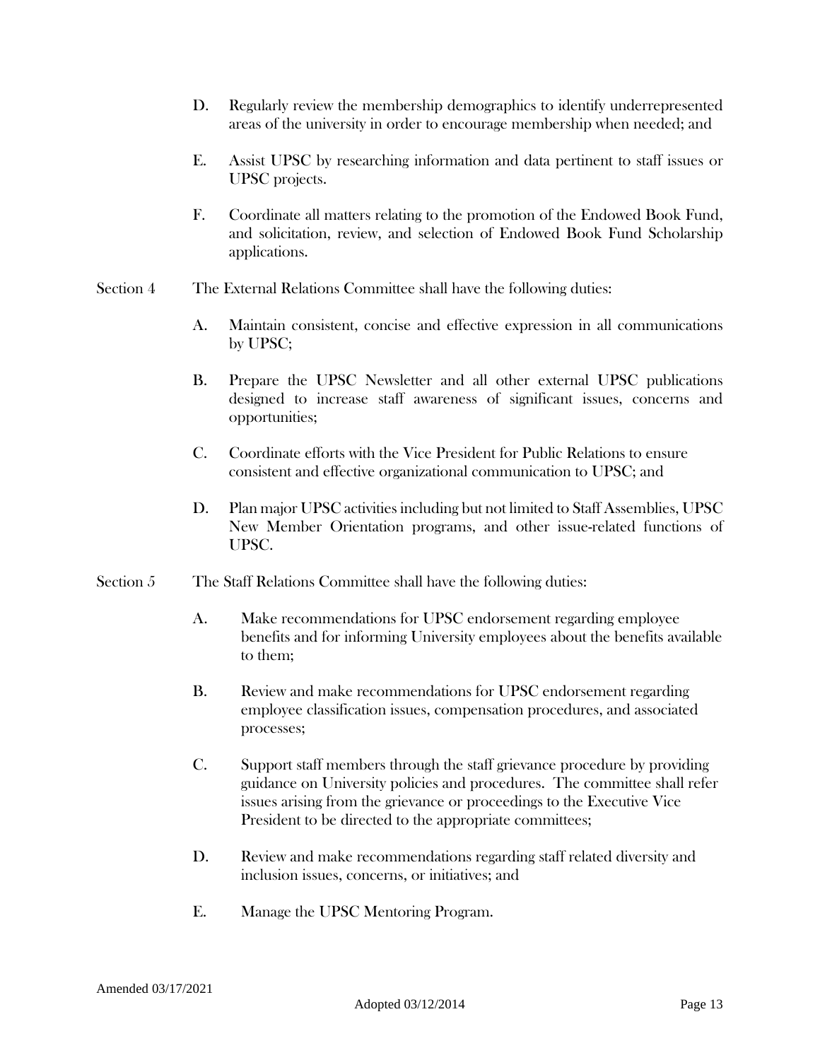D. Regularly review the membership demographics to identify underrepresented areas of the university in order to encourage membership when needed; and

E. Assist UPSC by researching information and data pertinent to staff issues or UPSC projects.

F. Coordinate all matters relating to the promotion of the Endowed Book Fund, and solicitation, review, and selection of Endowed Book Fund Scholarship applications.

Section 4 The External Relations Committee shall have the following duties:

A. Maintain consistent, concise and effective expression in all communications by UPSC;

B. Prepare the UPSC Newsletter and all other external UPSC publications designed to increase staff awareness of significant issues, concerns and opportunities;

C. Coordinate efforts with the Vice President for Public Relations to ensure consistent and effective organizational communication to UPSC; and

D. Plan major UPSC activities including but not limited to Staff Assemblies, UPSC New Member Orientation programs, and other issue-related functions of UPSC.

Section 5 The Staff Relations Committee shall have the following duties:

A. Make recommendations for UPSC endorsement regarding employee benefits and for informing University employees about the benefits available to them;

B. Review and make recommendations for UPSC endorsement regarding employee classification issues, compensation procedures, and associated processes;

C. Support staff members through the staff grievance procedure by providing guidance on University policies and procedures. The committee shall refer issues arising from the grievance or proceedings to the Executive Vice President to be directed to the appropriate committees;

D. Review and make recommendations regarding staff related diversity and inclusion issues, concerns, or initiatives; and

E. Manage the UPSC Mentoring Program.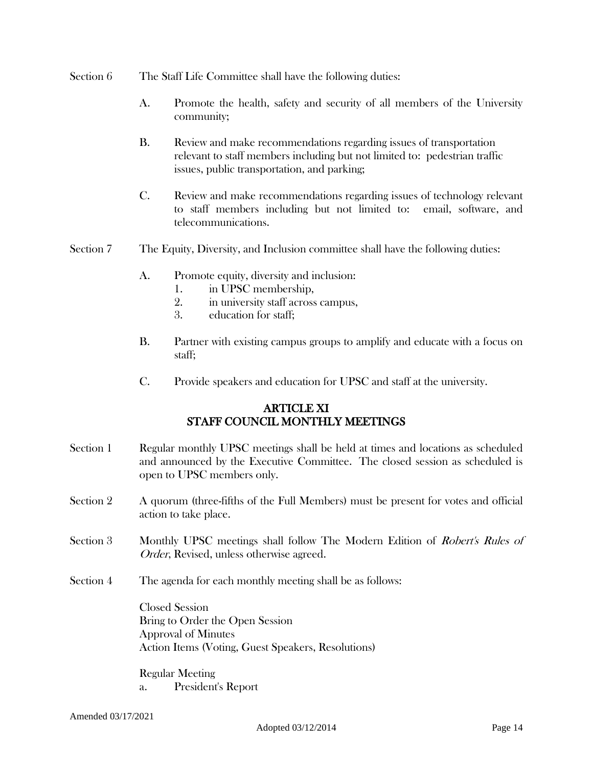Section 6 The Staff Life Committee shall have the following duties:

A. Promote the health, safety and security of all members of the University community;

B. Review and make recommendations regarding issues of transportation relevant to staff members including but not limited to: pedestrian traffic issues, public transportation, and parking;

C. Review and make recommendations regarding issues of technology relevant to staff members including but not limited to: email, software, and telecommunications.

Section 7 The Equity, Diversity, and Inclusion committee shall have the following duties:

A. Promote equity, diversity and inclusion:
   1. in UPSC membership,
   2. in university staff across campus,
   3. education for staff;

B. Partner with existing campus groups to amplify and educate with a focus on staff;

C. Provide speakers and education for UPSC and staff at the university.

## ARTICLE XI
## STAFF COUNCIL MONTHLY MEETINGS

Section 1 Regular monthly UPSC meetings shall be held at times and locations as scheduled and announced by the Executive Committee. The closed session as scheduled is open to UPSC members only.

Section 2 A quorum (three-fifths of the Full Members) must be present for votes and official action to take place.

Section 3 Monthly UPSC meetings shall follow The Modern Edition of *Robert's Rules of Order*, Revised, unless otherwise agreed.

Section 4 The agenda for each monthly meeting shall be as follows:

Closed Session
Bring to Order the Open Session
Approval of Minutes
Action Items (Voting, Guest Speakers, Resolutions)

Regular Meeting
a. President's Report

Amended 03/17/2021
Adopted 03/12/2014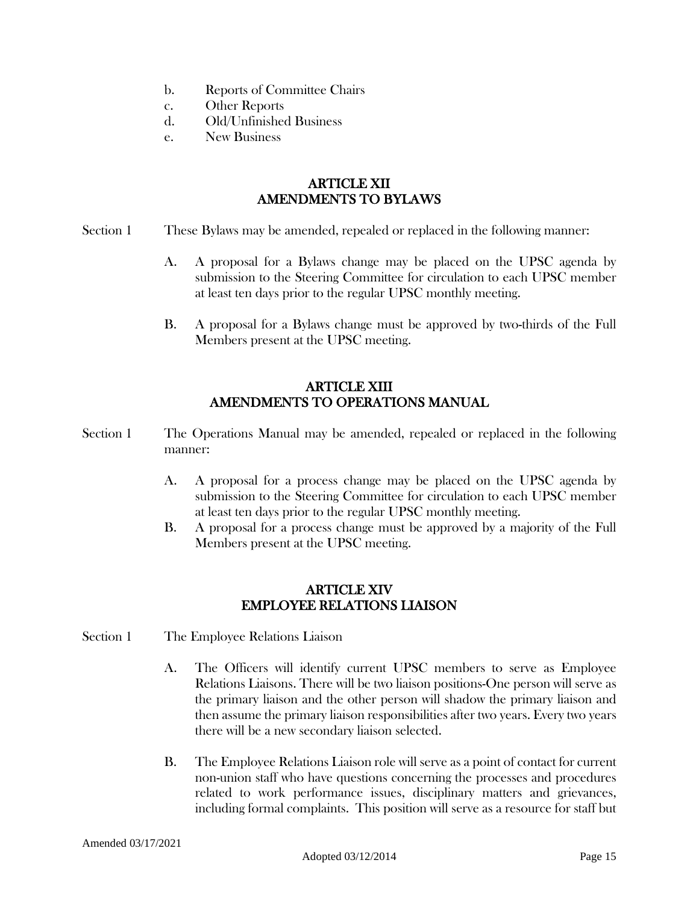b. Reports of Committee Chairs
c. Other Reports
d. Old/Unfinished Business
e. New Business

## ARTICLE XII
## AMENDMENTS TO BYLAWS

Section 1 These Bylaws may be amended, repealed or replaced in the following manner:

A. A proposal for a Bylaws change may be placed on the UPSC agenda by submission to the Steering Committee for circulation to each UPSC member at least ten days prior to the regular UPSC monthly meeting.

B. A proposal for a Bylaws change must be approved by two-thirds of the Full Members present at the UPSC meeting.

## ARTICLE XIII
## AMENDMENTS TO OPERATIONS MANUAL

Section 1 The Operations Manual may be amended, repealed or replaced in the following manner:

A. A proposal for a process change may be placed on the UPSC agenda by submission to the Steering Committee for circulation to each UPSC member at least ten days prior to the regular UPSC monthly meeting.

B. A proposal for a process change must be approved by a majority of the Full Members present at the UPSC meeting.

## ARTICLE XIV
## EMPLOYEE RELATIONS LIAISON

Section 1 The Employee Relations Liaison

A. The Officers will identify current UPSC members to serve as Employee Relations Liaisons. There will be two liaison positions-One person will serve as the primary liaison and the other person will shadow the primary liaison and then assume the primary liaison responsibilities after two years. Every two years there will be a new secondary liaison selected.

B. The Employee Relations Liaison role will serve as a point of contact for current non-union staff who have questions concerning the processes and procedures related to work performance issues, disciplinary matters and grievances, including formal complaints. This position will serve as a resource for staff but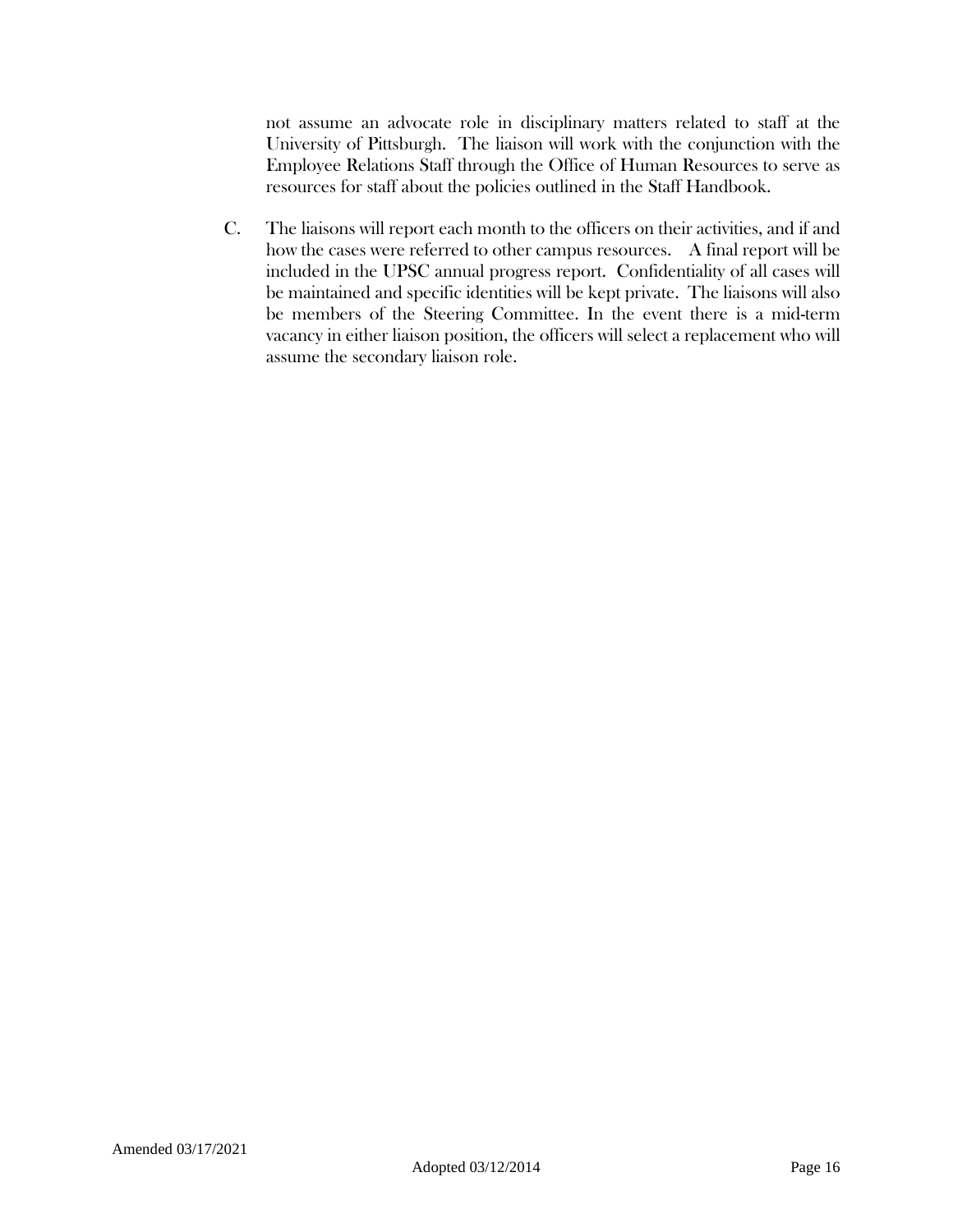not assume an advocate role in disciplinary matters related to staff at the University of Pittsburgh. The liaison will work with the conjunction with the Employee Relations Staff through the Office of Human Resources to serve as resources for staff about the policies outlined in the Staff Handbook.

C. The liaisons will report each month to the officers on their activities, and if and how the cases were referred to other campus resources. A final report will be included in the UPSC annual progress report. Confidentiality of all cases will be maintained and specific identities will be kept private. The liaisons will also be members of the Steering Committee. In the event there is a mid-term vacancy in either liaison position, the officers will select a replacement who will assume the secondary liaison role.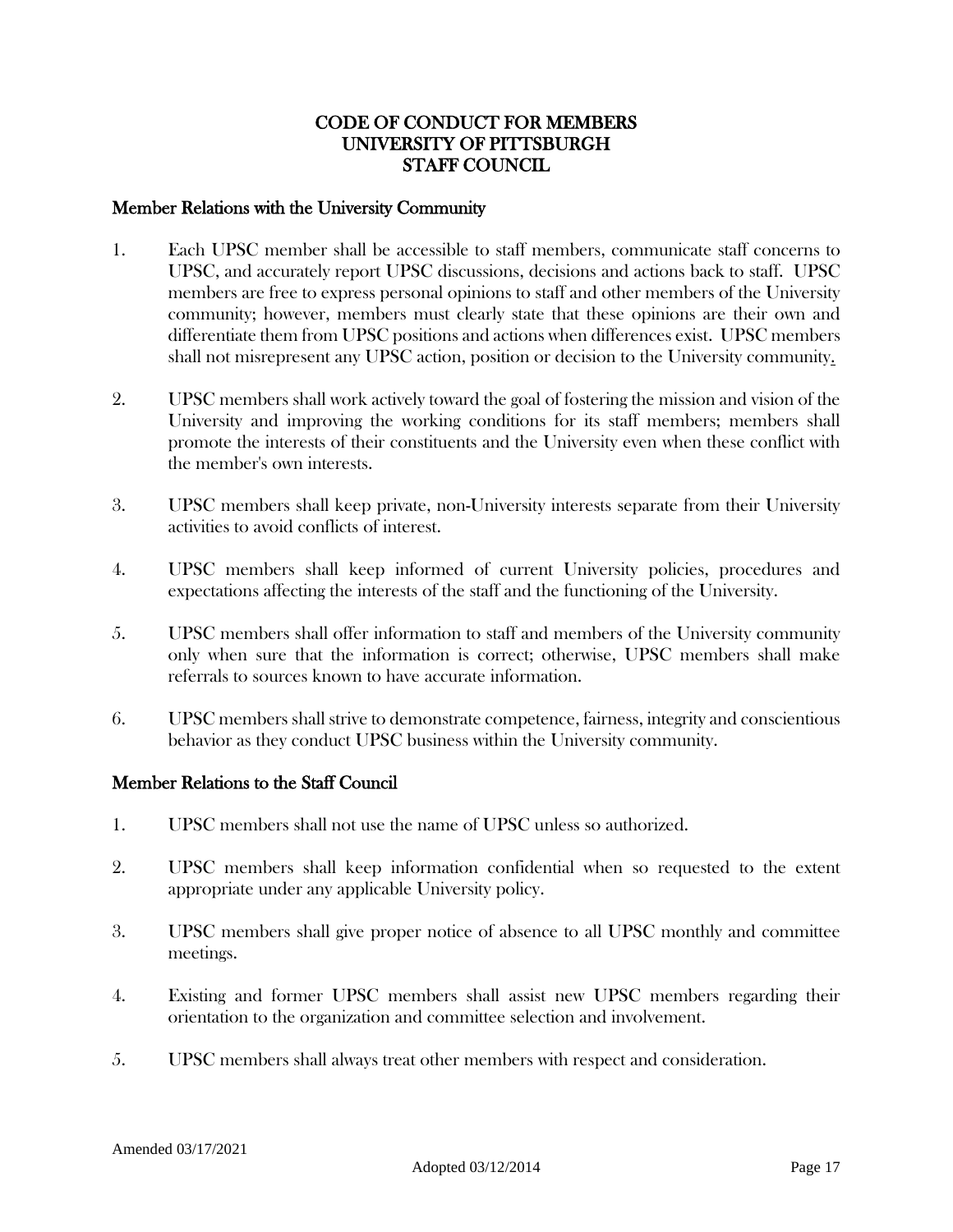# CODE OF CONDUCT FOR MEMBERS
# UNIVERSITY OF PITTSBURGH
# STAFF COUNCIL

## Member Relations with the University Community

1. Each UPSC member shall be accessible to staff members, communicate staff concerns to UPSC, and accurately report UPSC discussions, decisions and actions back to staff. UPSC members are free to express personal opinions to staff and other members of the University community; however, members must clearly state that these opinions are their own and differentiate them from UPSC positions and actions when differences exist. UPSC members shall not misrepresent any UPSC action, position or decision to the University community.

2. UPSC members shall work actively toward the goal of fostering the mission and vision of the University and improving the working conditions for its staff members; members shall promote the interests of their constituents and the University even when these conflict with the member's own interests.

3. UPSC members shall keep private, non-University interests separate from their University activities to avoid conflicts of interest.

4. UPSC members shall keep informed of current University policies, procedures and expectations affecting the interests of the staff and the functioning of the University.

5. UPSC members shall offer information to staff and members of the University community only when sure that the information is correct; otherwise, UPSC members shall make referrals to sources known to have accurate information.

6. UPSC members shall strive to demonstrate competence, fairness, integrity and conscientious behavior as they conduct UPSC business within the University community.

## Member Relations to the Staff Council

1. UPSC members shall not use the name of UPSC unless so authorized.

2. UPSC members shall keep information confidential when so requested to the extent appropriate under any applicable University policy.

3. UPSC members shall give proper notice of absence to all UPSC monthly and committee meetings.

4. Existing and former UPSC members shall assist new UPSC members regarding their orientation to the organization and committee selection and involvement.

5. UPSC members shall always treat other members with respect and consideration.

Amended 03/17/2021

Adopted 03/12/2014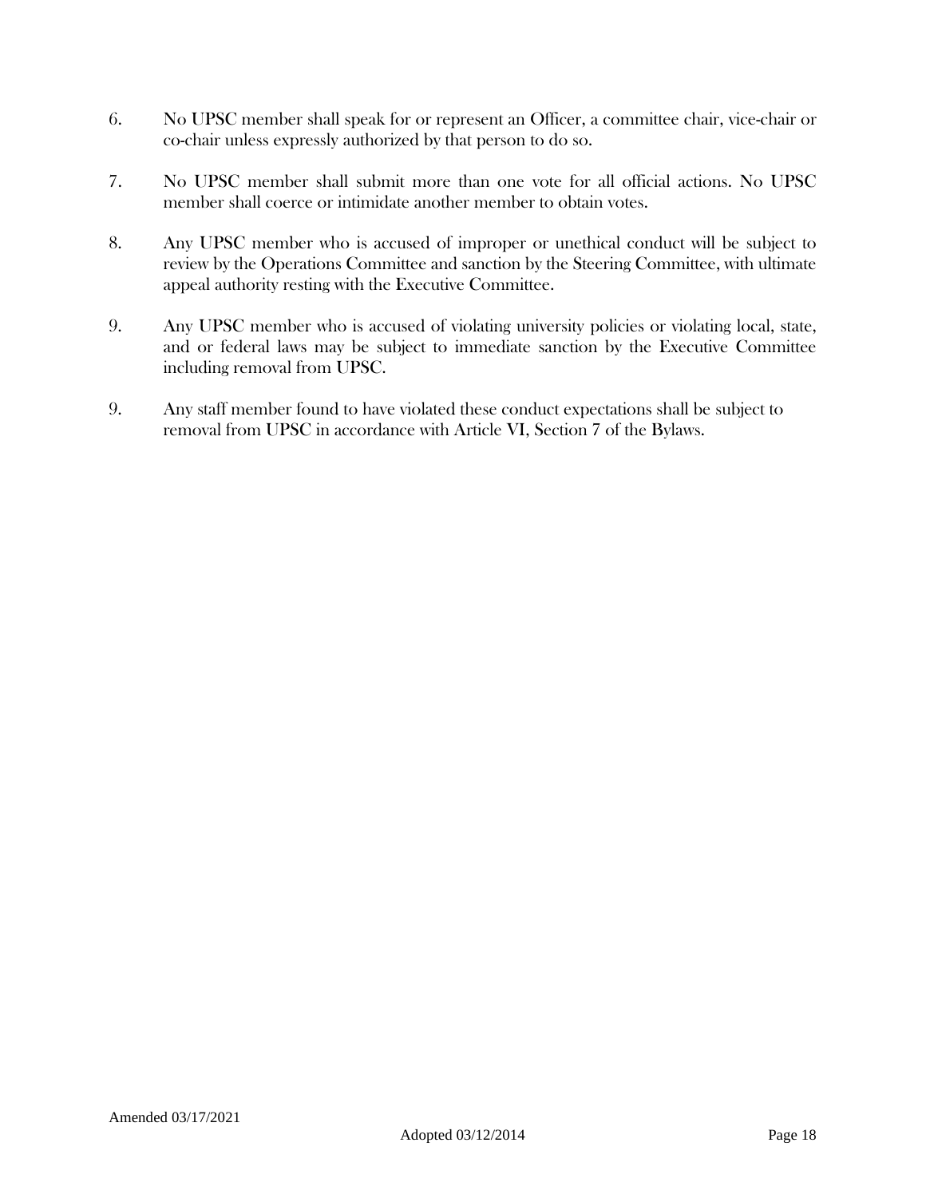6. No UPSC member shall speak for or represent an Officer, a committee chair, vice-chair or co-chair unless expressly authorized by that person to do so.

7. No UPSC member shall submit more than one vote for all official actions. No UPSC member shall coerce or intimidate another member to obtain votes.

8. Any UPSC member who is accused of improper or unethical conduct will be subject to review by the Operations Committee and sanction by the Steering Committee, with ultimate appeal authority resting with the Executive Committee.

9. Any UPSC member who is accused of violating university policies or violating local, state, and or federal laws may be subject to immediate sanction by the Executive Committee including removal from UPSC.

9. Any staff member found to have violated these conduct expectations shall be subject to removal from UPSC in accordance with Article VI, Section 7 of the Bylaws.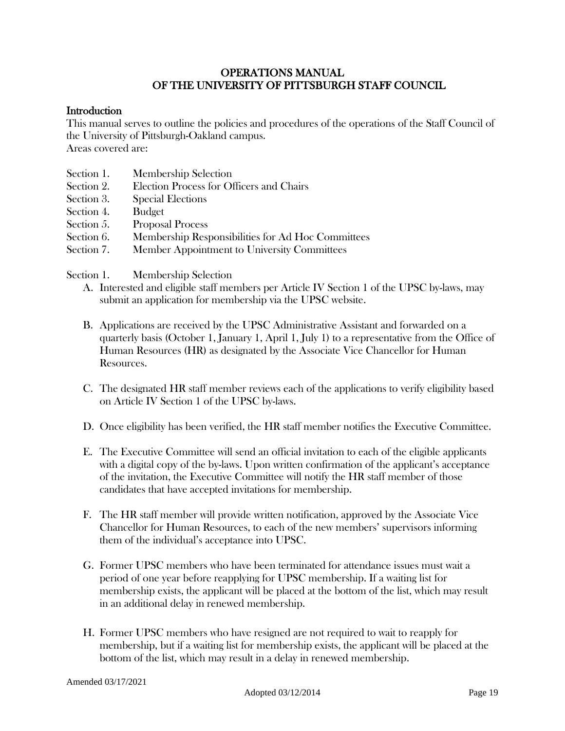# OPERATIONS MANUAL
# OF THE UNIVERSITY OF PITTSBURGH STAFF COUNCIL

## Introduction

This manual serves to outline the policies and procedures of the operations of the Staff Council of the University of Pittsburgh-Oakland campus.
Areas covered are:

- Section 1. Membership Selection
- Section 2. Election Process for Officers and Chairs
- Section 3. Special Elections
- Section 4. Budget
- Section 5. Proposal Process
- Section 6. Membership Responsibilities for Ad Hoc Committees
- Section 7. Member Appointment to University Committees

### Section 1. Membership Selection

A. Interested and eligible staff members per Article IV Section 1 of the UPSC by-laws, may submit an application for membership via the UPSC website.

B. Applications are received by the UPSC Administrative Assistant and forwarded on a quarterly basis (October 1, January 1, April 1, July 1) to a representative from the Office of Human Resources (HR) as designated by the Associate Vice Chancellor for Human Resources.

C. The designated HR staff member reviews each of the applications to verify eligibility based on Article IV Section 1 of the UPSC by-laws.

D. Once eligibility has been verified, the HR staff member notifies the Executive Committee.

E. The Executive Committee will send an official invitation to each of the eligible applicants with a digital copy of the by-laws. Upon written confirmation of the applicant's acceptance of the invitation, the Executive Committee will notify the HR staff member of those candidates that have accepted invitations for membership.

F. The HR staff member will provide written notification, approved by the Associate Vice Chancellor for Human Resources, to each of the new members' supervisors informing them of the individual's acceptance into UPSC.

G. Former UPSC members who have been terminated for attendance issues must wait a period of one year before reapplying for UPSC membership. If a waiting list for membership exists, the applicant will be placed at the bottom of the list, which may result in an additional delay in renewed membership.

H. Former UPSC members who have resigned are not required to wait to reapply for membership, but if a waiting list for membership exists, the applicant will be placed at the bottom of the list, which may result in a delay in renewed membership.

Amended 03/17/2021

Adopted 03/12/2014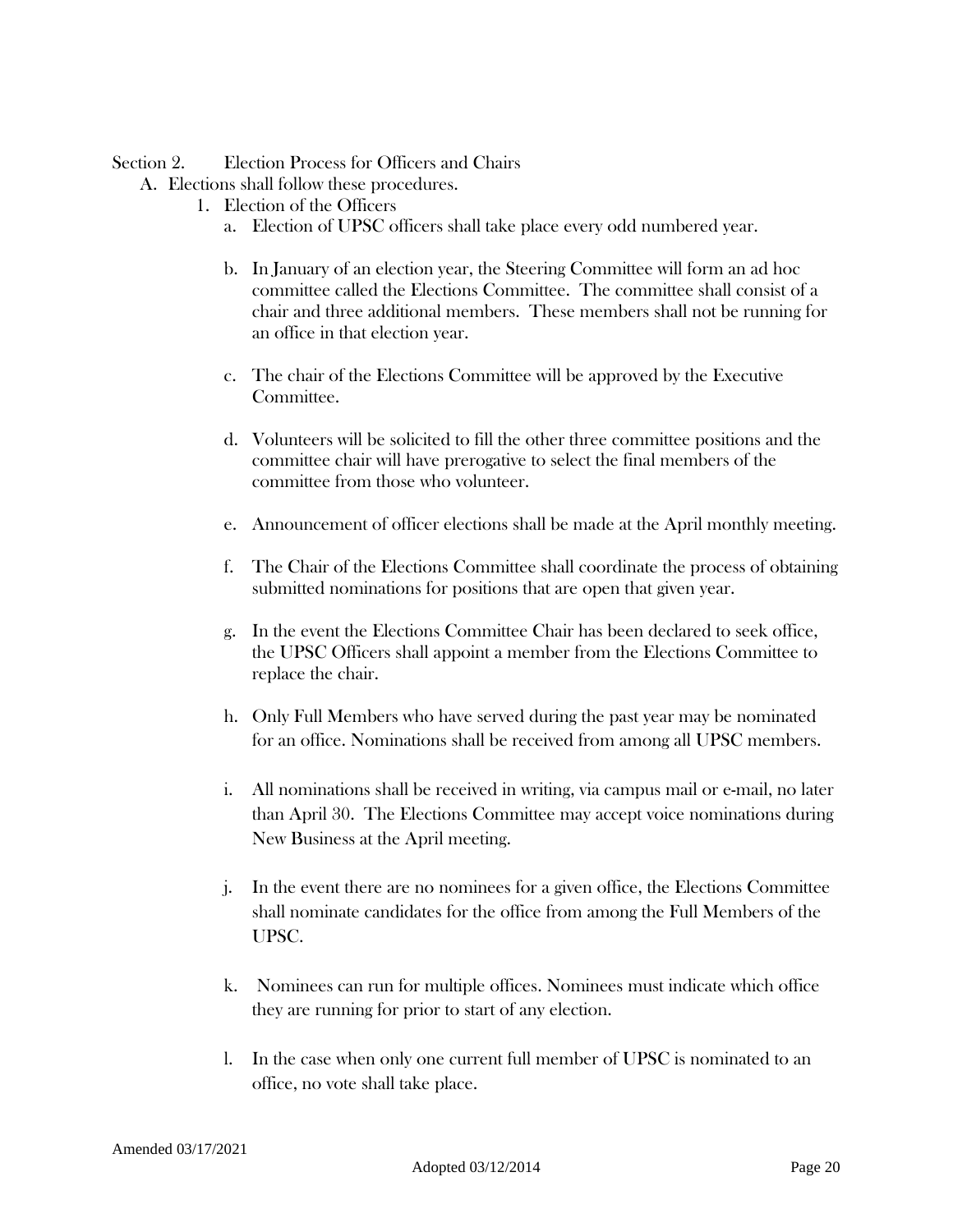Section 2. Election Process for Officers and Chairs

A. Elections shall follow these procedures.

1. Election of the Officers

   a. Election of UPSC officers shall take place every odd numbered year.

   b. In January of an election year, the Steering Committee will form an ad hoc committee called the Elections Committee. The committee shall consist of a chair and three additional members. These members shall not be running for an office in that election year.

   c. The chair of the Elections Committee will be approved by the Executive Committee.

   d. Volunteers will be solicited to fill the other three committee positions and the committee chair will have prerogative to select the final members of the committee from those who volunteer.

   e. Announcement of officer elections shall be made at the April monthly meeting.

   f. The Chair of the Elections Committee shall coordinate the process of obtaining submitted nominations for positions that are open that given year.

   g. In the event the Elections Committee Chair has been declared to seek office, the UPSC Officers shall appoint a member from the Elections Committee to replace the chair.

   h. Only Full Members who have served during the past year may be nominated for an office. Nominations shall be received from among all UPSC members.

   i. All nominations shall be received in writing, via campus mail or e-mail, no later than April 30. The Elections Committee may accept voice nominations during New Business at the April meeting.

   j. In the event there are no nominees for a given office, the Elections Committee shall nominate candidates for the office from among the Full Members of the UPSC.

   k. Nominees can run for multiple offices. Nominees must indicate which office they are running for prior to start of any election.

   l. In the case when only one current full member of UPSC is nominated to an office, no vote shall take place.

Amended 03/17/2021

Adopted 03/12/2014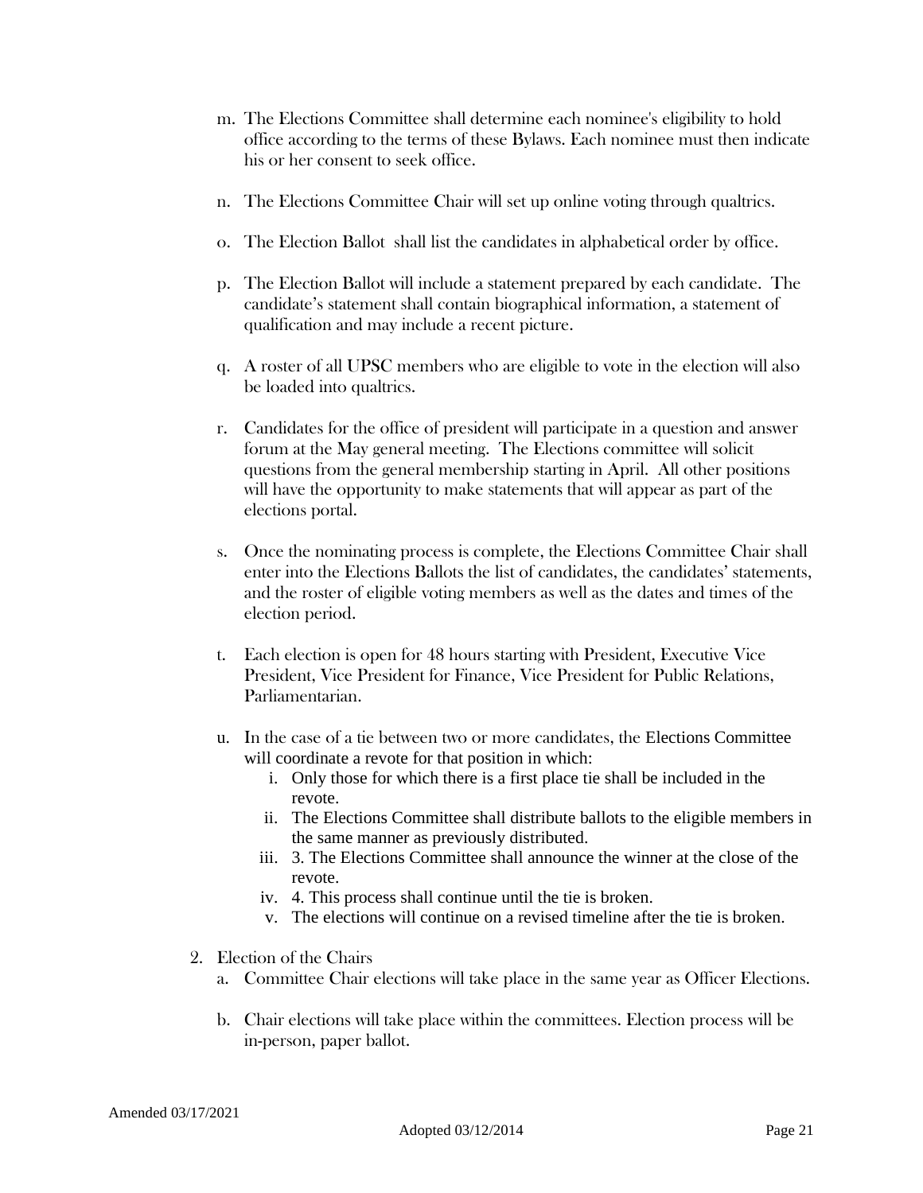m. The Elections Committee shall determine each nominee's eligibility to hold office according to the terms of these Bylaws. Each nominee must then indicate his or her consent to seek office.

n. The Elections Committee Chair will set up online voting through qualtrics.

o. The Election Ballot shall list the candidates in alphabetical order by office.

p. The Election Ballot will include a statement prepared by each candidate. The candidate's statement shall contain biographical information, a statement of qualification and may include a recent picture.

q. A roster of all UPSC members who are eligible to vote in the election will also be loaded into qualtrics.

r. Candidates for the office of president will participate in a question and answer forum at the May general meeting. The Elections committee will solicit questions from the general membership starting in April. All other positions will have the opportunity to make statements that will appear as part of the elections portal.

s. Once the nominating process is complete, the Elections Committee Chair shall enter into the Elections Ballots the list of candidates, the candidates' statements, and the roster of eligible voting members as well as the dates and times of the election period.

t. Each election is open for 48 hours starting with President, Executive Vice President, Vice President for Finance, Vice President for Public Relations, Parliamentarian.

u. In the case of a tie between two or more candidates, the Elections Committee will coordinate a revote for that position in which:
   i. Only those for which there is a first place tie shall be included in the revote.
   ii. The Elections Committee shall distribute ballots to the eligible members in the same manner as previously distributed.
   iii. 3. The Elections Committee shall announce the winner at the close of the revote.
   iv. 4. This process shall continue until the tie is broken.
   v. The elections will continue on a revised timeline after the tie is broken.

2. Election of the Chairs
   a. Committee Chair elections will take place in the same year as Officer Elections.

   b. Chair elections will take place within the committees. Election process will be in-person, paper ballot.

Amended 03/17/2021

Adopted 03/12/2014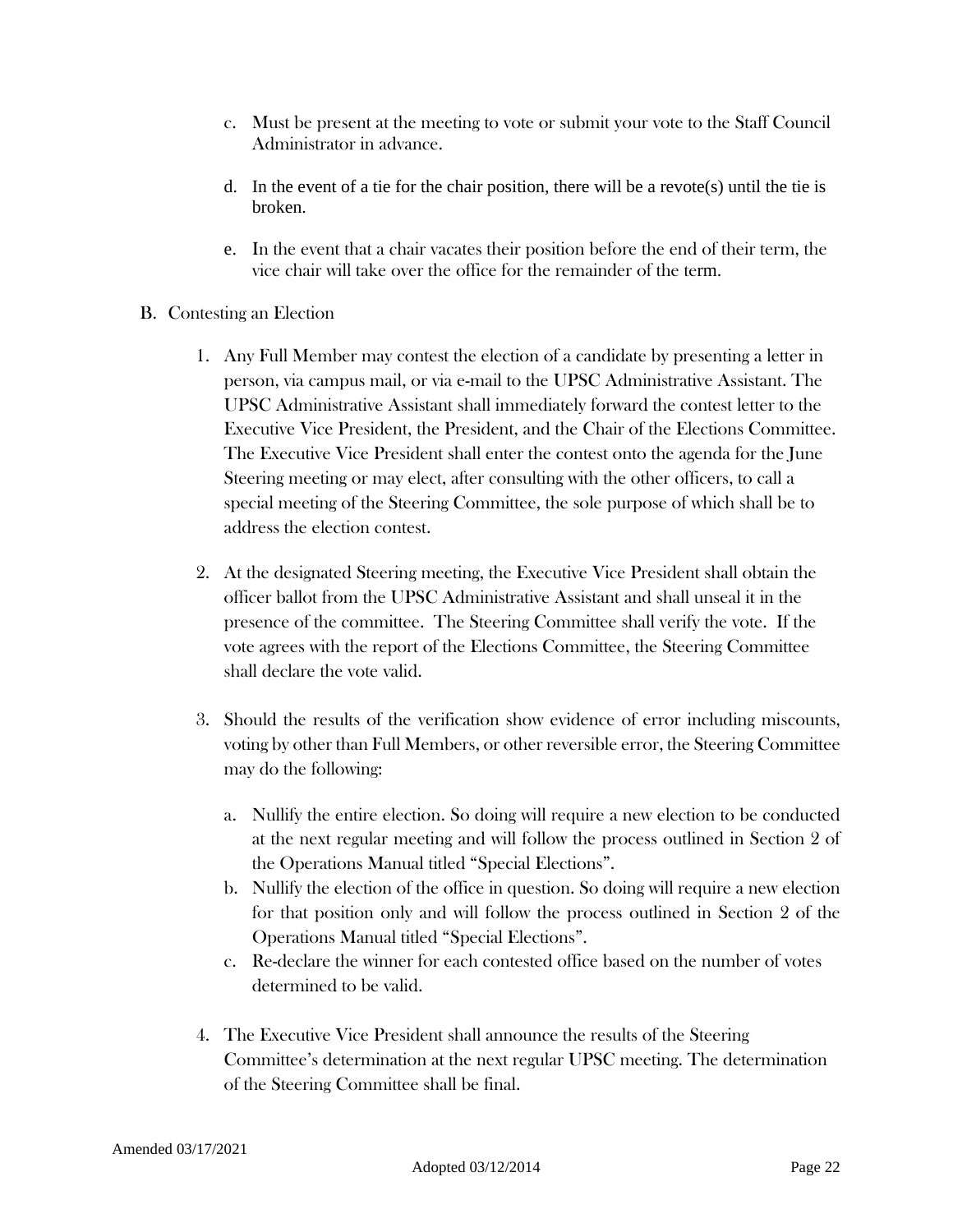c. Must be present at the meeting to vote or submit your vote to the Staff Council Administrator in advance.

d. In the event of a tie for the chair position, there will be a revote(s) until the tie is broken.

e. In the event that a chair vacates their position before the end of their term, the vice chair will take over the office for the remainder of the term.

B. Contesting an Election

1. Any Full Member may contest the election of a candidate by presenting a letter in person, via campus mail, or via e-mail to the UPSC Administrative Assistant. The UPSC Administrative Assistant shall immediately forward the contest letter to the Executive Vice President, the President, and the Chair of the Elections Committee. The Executive Vice President shall enter the contest onto the agenda for the June Steering meeting or may elect, after consulting with the other officers, to call a special meeting of the Steering Committee, the sole purpose of which shall be to address the election contest.

2. At the designated Steering meeting, the Executive Vice President shall obtain the officer ballot from the UPSC Administrative Assistant and shall unseal it in the presence of the committee. The Steering Committee shall verify the vote. If the vote agrees with the report of the Elections Committee, the Steering Committee shall declare the vote valid.

3. Should the results of the verification show evidence of error including miscounts, voting by other than Full Members, or other reversible error, the Steering Committee may do the following:

   a. Nullify the entire election. So doing will require a new election to be conducted at the next regular meeting and will follow the process outlined in Section 2 of the Operations Manual titled "Special Elections".
   b. Nullify the election of the office in question. So doing will require a new election for that position only and will follow the process outlined in Section 2 of the Operations Manual titled "Special Elections".
   c. Re-declare the winner for each contested office based on the number of votes determined to be valid.

4. The Executive Vice President shall announce the results of the Steering Committee's determination at the next regular UPSC meeting. The determination of the Steering Committee shall be final.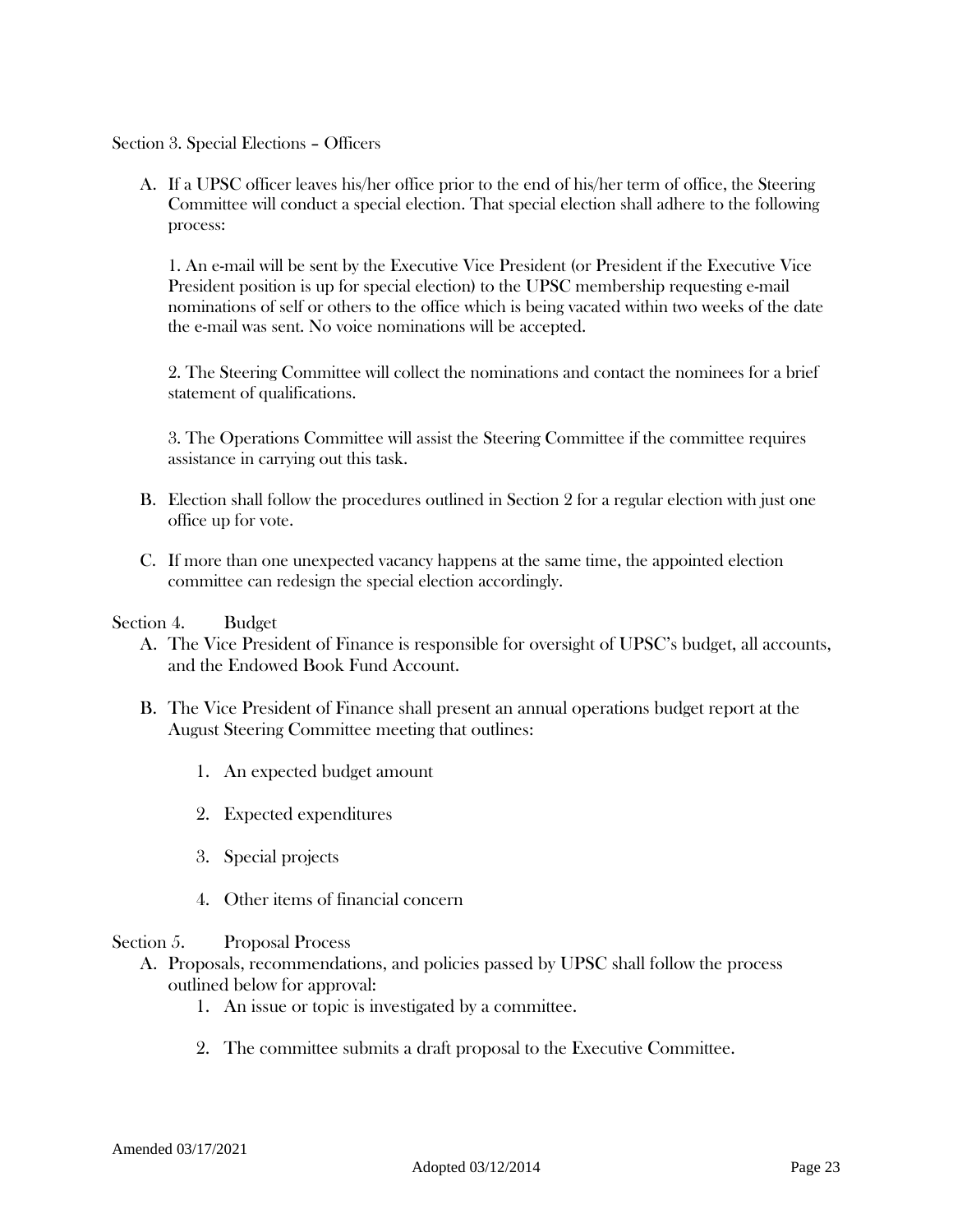Section 3. Special Elections – Officers

A. If a UPSC officer leaves his/her office prior to the end of his/her term of office, the Steering Committee will conduct a special election. That special election shall adhere to the following process:

   1. An e-mail will be sent by the Executive Vice President (or President if the Executive Vice President position is up for special election) to the UPSC membership requesting e-mail nominations of self or others to the office which is being vacated within two weeks of the date the e-mail was sent. No voice nominations will be accepted.

   2. The Steering Committee will collect the nominations and contact the nominees for a brief statement of qualifications.

   3. The Operations Committee will assist the Steering Committee if the committee requires assistance in carrying out this task.

B. Election shall follow the procedures outlined in Section 2 for a regular election with just one office up for vote.

C. If more than one unexpected vacancy happens at the same time, the appointed election committee can redesign the special election accordingly.

Section 4. Budget

A. The Vice President of Finance is responsible for oversight of UPSC's budget, all accounts, and the Endowed Book Fund Account.

B. The Vice President of Finance shall present an annual operations budget report at the August Steering Committee meeting that outlines:

   1. An expected budget amount
   2. Expected expenditures
   3. Special projects
   4. Other items of financial concern

Section 5. Proposal Process

A. Proposals, recommendations, and policies passed by UPSC shall follow the process outlined below for approval:

   1. An issue or topic is investigated by a committee.
   2. The committee submits a draft proposal to the Executive Committee.

Amended 03/17/2021

Adopted 03/12/2014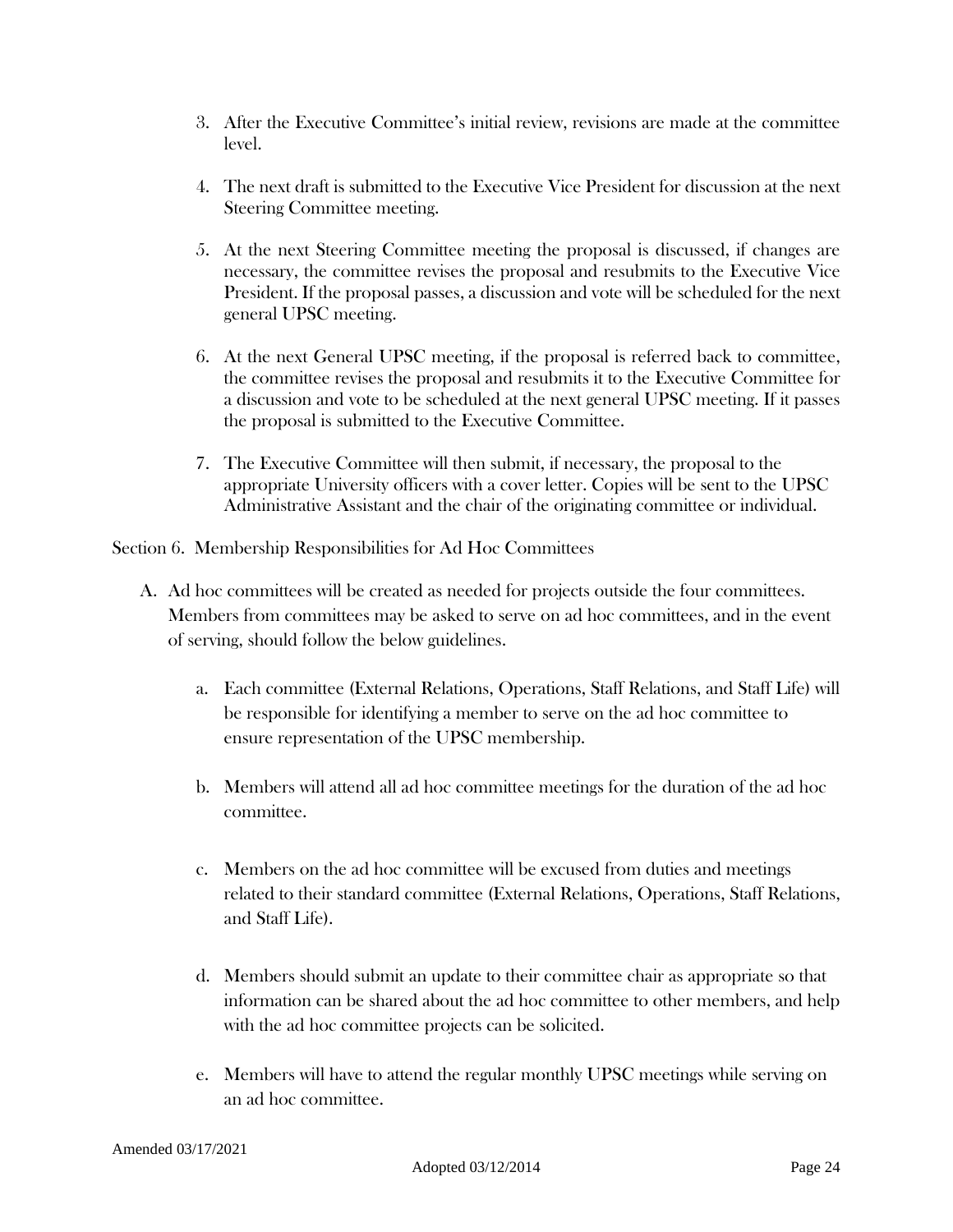3. After the Executive Committee's initial review, revisions are made at the committee level.

4. The next draft is submitted to the Executive Vice President for discussion at the next Steering Committee meeting.

5. At the next Steering Committee meeting the proposal is discussed, if changes are necessary, the committee revises the proposal and resubmits to the Executive Vice President. If the proposal passes, a discussion and vote will be scheduled for the next general UPSC meeting.

6. At the next General UPSC meeting, if the proposal is referred back to committee, the committee revises the proposal and resubmits it to the Executive Committee for a discussion and vote to be scheduled at the next general UPSC meeting. If it passes the proposal is submitted to the Executive Committee.

7. The Executive Committee will then submit, if necessary, the proposal to the appropriate University officers with a cover letter. Copies will be sent to the UPSC Administrative Assistant and the chair of the originating committee or individual.

Section 6. Membership Responsibilities for Ad Hoc Committees

A. Ad hoc committees will be created as needed for projects outside the four committees. Members from committees may be asked to serve on ad hoc committees, and in the event of serving, should follow the below guidelines.

   a. Each committee (External Relations, Operations, Staff Relations, and Staff Life) will be responsible for identifying a member to serve on the ad hoc committee to ensure representation of the UPSC membership.

   b. Members will attend all ad hoc committee meetings for the duration of the ad hoc committee.

   c. Members on the ad hoc committee will be excused from duties and meetings related to their standard committee (External Relations, Operations, Staff Relations, and Staff Life).

   d. Members should submit an update to their committee chair as appropriate so that information can be shared about the ad hoc committee to other members, and help with the ad hoc committee projects can be solicited.

   e. Members will have to attend the regular monthly UPSC meetings while serving on an ad hoc committee.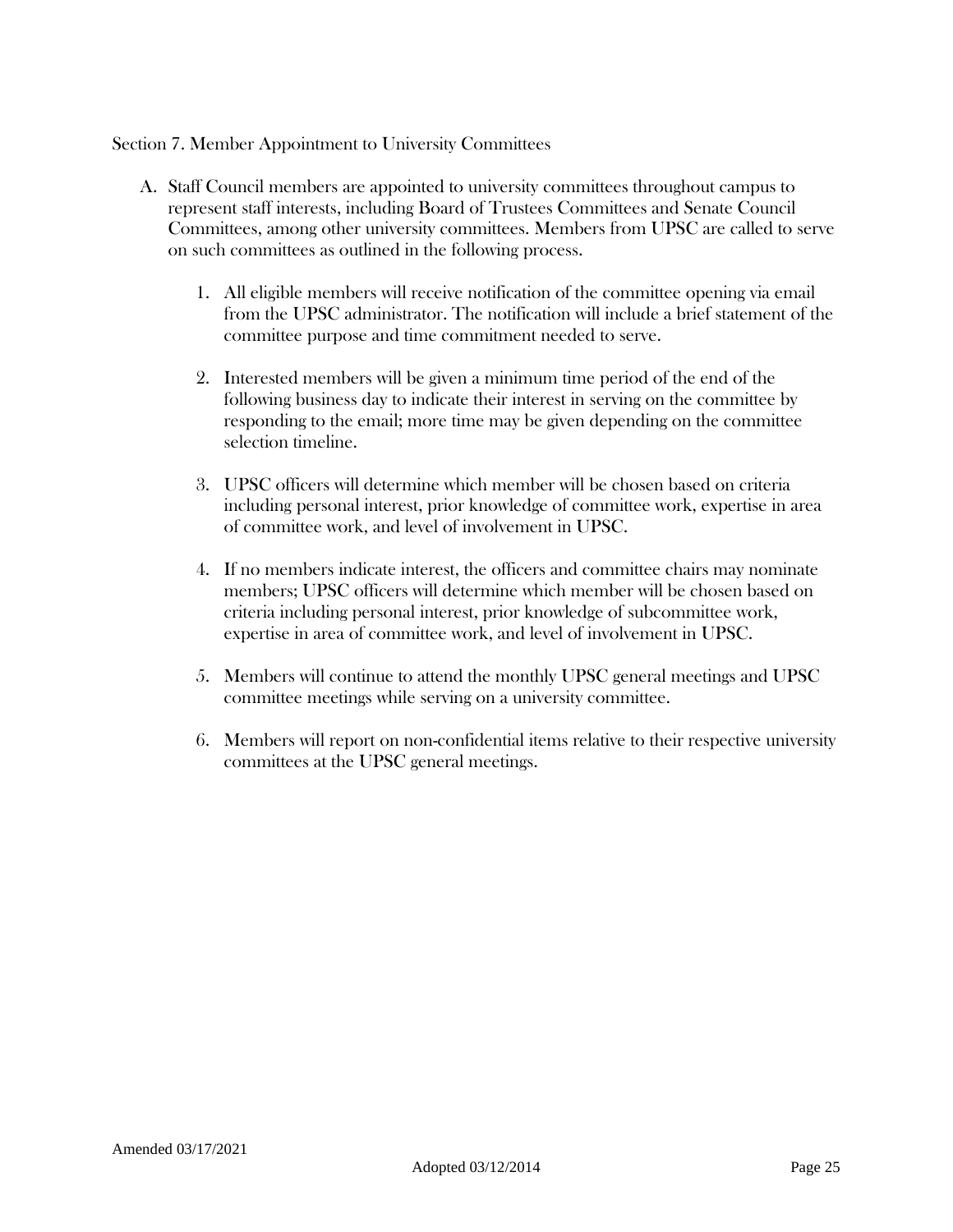Section 7. Member Appointment to University Committees

A. Staff Council members are appointed to university committees throughout campus to represent staff interests, including Board of Trustees Committees and Senate Council Committees, among other university committees. Members from UPSC are called to serve on such committees as outlined in the following process.

   1. All eligible members will receive notification of the committee opening via email from the UPSC administrator. The notification will include a brief statement of the committee purpose and time commitment needed to serve.

   2. Interested members will be given a minimum time period of the end of the following business day to indicate their interest in serving on the committee by responding to the email; more time may be given depending on the committee selection timeline.

   3. UPSC officers will determine which member will be chosen based on criteria including personal interest, prior knowledge of committee work, expertise in area of committee work, and level of involvement in UPSC.

   4. If no members indicate interest, the officers and committee chairs may nominate members; UPSC officers will determine which member will be chosen based on criteria including personal interest, prior knowledge of subcommittee work, expertise in area of committee work, and level of involvement in UPSC.

   5. Members will continue to attend the monthly UPSC general meetings and UPSC committee meetings while serving on a university committee.

   6. Members will report on non-confidential items relative to their respective university committees at the UPSC general meetings.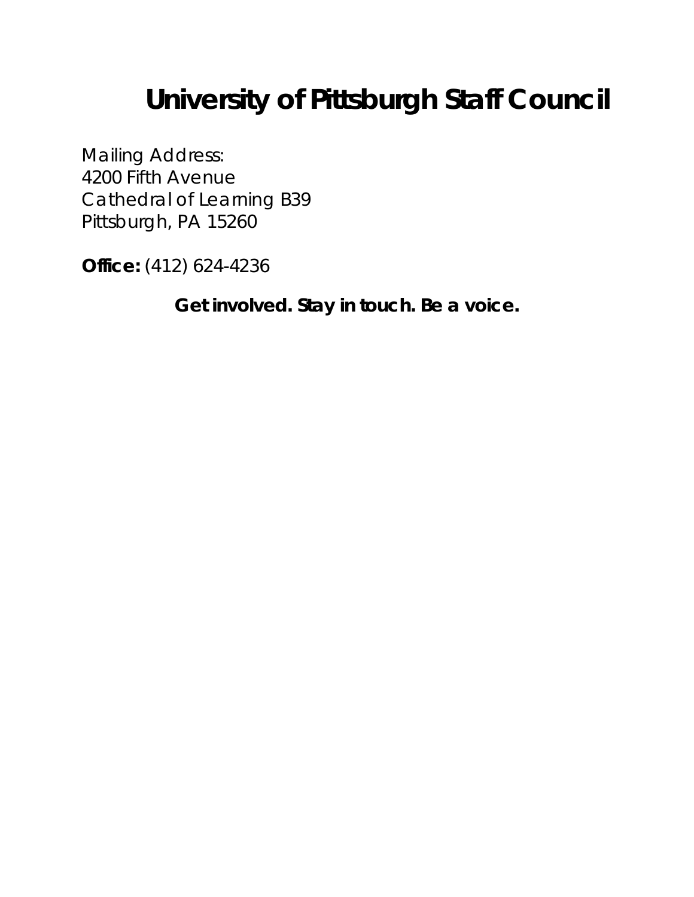# University of Pittsburgh Staff Council

Mailing Address:
4200 Fifth Avenue
Cathedral of Learning B39
Pittsburgh, PA 15260

**Office:** (412) 624-4236

**Get involved. Stay in touch. Be a voice.**